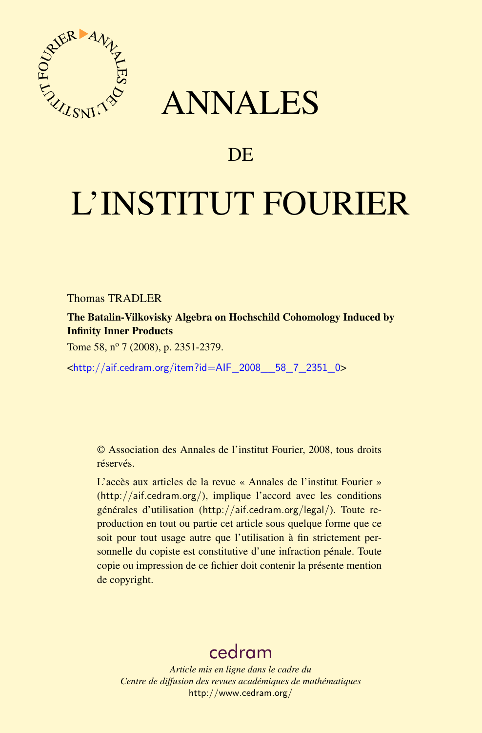# ANNALES

## DE

# L'INSTITUT FOURIER

Thomas TRADLER

**The Batalin-Vilkovisky Algebra on Hochschild Cohomology Induced by Infinity Inner Products**

Tome 58, nº 7 (2008), p. 2351-2379.

<http://aif.cedram.org/item?id=AIF_2008__58_7_2351_0>

© Association des Annales de l'institut Fourier, 2008, tous droits réservés.

L'accès aux articles de la revue « Annales de l'institut Fourier » (http://aif.cedram.org/), implique l'accord avec les conditions générales d'utilisation (http://aif.cedram.org/legal/). Toute reproduction en tout ou partie cet article sous quelque forme que ce soit pour tout usage autre que l'utilisation à fin strictement personnelle du copiste est constitutive d'une infraction pénale. Toute copie ou impression de ce fichier doit contenir la présente mention de copyright.

cedram

*Article mis en ligne dans le cadre du*
*Centre de diffusion des revues académiques de mathématiques*
http://www.cedram.org/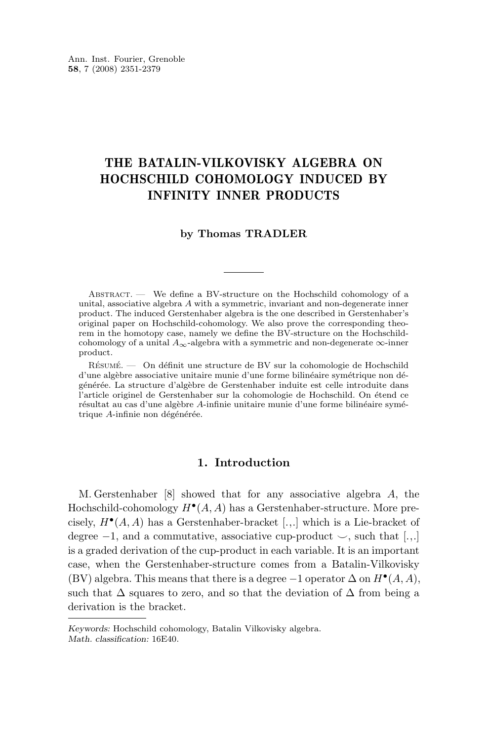# THE BATALIN-VILKOVISKY ALGEBRA ON HOCHSCHILD COHOMOLOGY INDUCED BY INFINITY INNER PRODUCTS

**by Thomas TRADLER**

Abstract. — We define a BV-structure on the Hochschild cohomology of a unital, associative algebra $A$ with a symmetric, invariant and non-degenerate inner product. The induced Gerstenhaber algebra is the one described in Gerstenhaber's original paper on Hochschild-cohomology. We also prove the corresponding theorem in the homotopy case, namely we define the BV-structure on the Hochschild-cohomology of a unital $A_\infty$-algebra with a symmetric and non-degenerate $\infty$-inner product.

Résumé. — On définit une structure de BV sur la cohomologie de Hochschild d'une algèbre associative unitaire munie d'une forme bilinéaire symétrique non dégénérée. La structure d'algèbre de Gerstenhaber induite est celle introduite dans l'article originel de Gerstenhaber sur la cohomologie de Hochschild. On étend ce résultat au cas d'une algèbre $A$-infinie unitaire munie d'une forme bilinéaire symétrique $A$-infinie non dégénérée.

## 1. Introduction

M. Gerstenhaber [8] showed that for any associative algebra $A$, the Hochschild-cohomology $H^\bullet(A, A)$ has a Gerstenhaber-structure. More precisely, $H^\bullet(A, A)$ has a Gerstenhaber-bracket $[.,.]$ which is a Lie-bracket of degree $-1$, and a commutative, associative cup-product $\smile$, such that $[.,.]$ is a graded derivation of the cup-product in each variable. It is an important case, when the Gerstenhaber-structure comes from a Batalin-Vilkovisky (BV) algebra. This means that there is a degree $-1$ operator $\Delta$ on $H^\bullet(A, A)$, such that $\Delta$ squares to zero, and so that the deviation of $\Delta$ from being a derivation is the bracket.

*Keywords:* Hochschild cohomology, Batalin Vilkovisky algebra.
*Math. classification:* 16E40.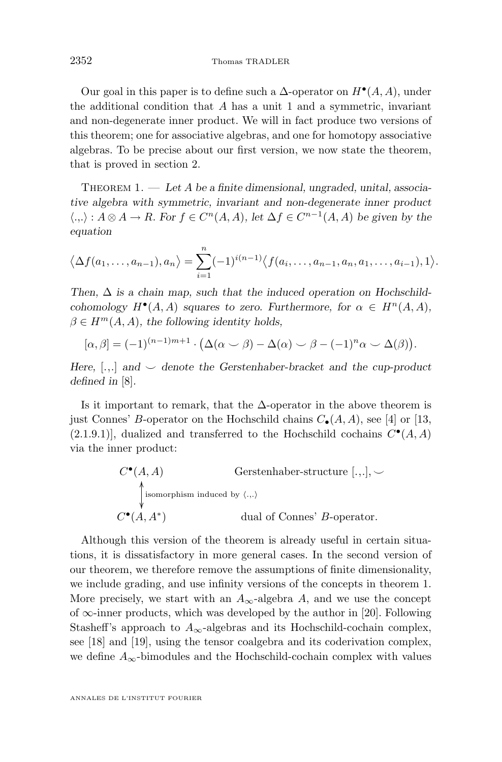Our goal in this paper is to define such a $\Delta$-operator on $H^\bullet(A,A)$, under the additional condition that $A$ has a unit 1 and a symmetric, invariant and non-degenerate inner product. We will in fact produce two versions of this theorem; one for associative algebras, and one for homotopy associative algebras. To be precise about our first version, we now state the theorem, that is proved in section 2.

Theorem 1. — *Let $A$ be a finite dimensional, ungraded, unital, associative algebra with symmetric, invariant and non-degenerate inner product $\langle .,. \rangle : A \otimes A \to R$. For $f \in C^n(A,A)$, let $\Delta f \in C^{n-1}(A,A)$ be given by the equation*

$$\big\langle \Delta f(a_1,\dots,a_{n-1}), a_n \big\rangle = \sum_{i=1}^{n} (-1)^{i(n-1)} \big\langle f(a_i,\dots,a_{n-1},a_n,a_1,\dots,a_{i-1}), 1 \big\rangle.$$

*Then, $\Delta$ is a chain map, such that the induced operation on Hochschild-cohomology $H^\bullet(A,A)$ squares to zero. Furthermore, for $\alpha \in H^n(A,A)$, $\beta \in H^m(A,A)$, the following identity holds,*

$$[\alpha,\beta] = (-1)^{(n-1)m+1} \cdot \big( \Delta(\alpha \smile \beta) - \Delta(\alpha) \smile \beta - (-1)^n \alpha \smile \Delta(\beta) \big).$$

*Here, $[.,.]$ and $\smile$ denote the Gerstenhaber-bracket and the cup-product defined in* [8].

Is it important to remark, that the $\Delta$-operator in the above theorem is just Connes' $B$-operator on the Hochschild chains $C_\bullet(A,A)$, see [4] or [13, (2.1.9.1)], dualized and transferred to the Hochschild cochains $C^\bullet(A,A)$ via the inner product:

$$\begin{array}{ll} C^\bullet(A,A) & \qquad \text{Gerstenhaber-structure } [.,.], \smile \\ \big\updownarrow \text{isomorphism induced by } \langle .,. \rangle & \\ C^\bullet(A,A^*) & \qquad \text{dual of Connes' } B\text{-operator.} \end{array}$$

Although this version of the theorem is already useful in certain situations, it is dissatisfactory in more general cases. In the second version of our theorem, we therefore remove the assumptions of finite dimensionality, we include grading, and use infinity versions of the concepts in theorem 1. More precisely, we start with an $A_\infty$-algebra $A$, and we use the concept of $\infty$-inner products, which was developed by the author in [20]. Following Stasheff's approach to $A_\infty$-algebras and its Hochschild-cochain complex, see [18] and [19], using the tensor coalgebra and its coderivation complex, we define $A_\infty$-bimodules and the Hochschild-cochain complex with values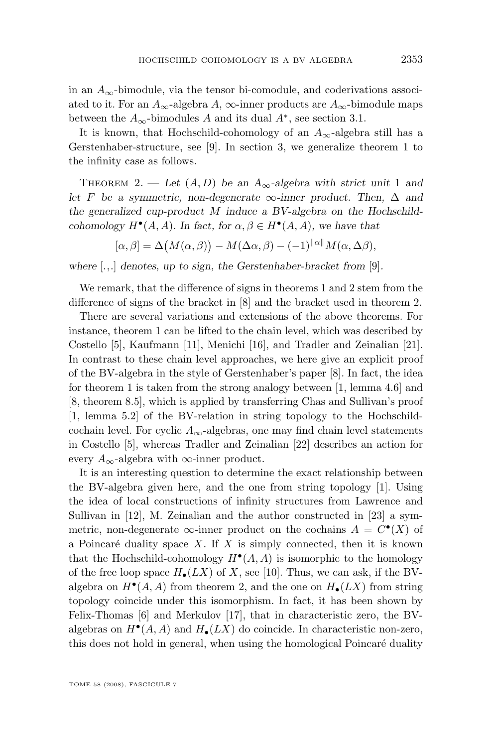in an $A_\infty$-bimodule, via the tensor bi-comodule, and coderivations associated to it. For an $A_\infty$-algebra $A$, $\infty$-inner products are $A_\infty$-bimodule maps between the $A_\infty$-bimodules $A$ and its dual $A^*$, see section 3.1.

It is known, that Hochschild-cohomology of an $A_\infty$-algebra still has a Gerstenhaber-structure, see [9]. In section 3, we generalize theorem 1 to the infinity case as follows.

Theorem 2. — *Let $(A, D)$ be an $A_\infty$-algebra with strict unit 1 and let $F$ be a symmetric, non-degenerate $\infty$-inner product. Then, $\Delta$ and the generalized cup-product $M$ induce a BV-algebra on the Hochschild-cohomology $H^\bullet(A, A)$. In fact, for $\alpha, \beta \in H^\bullet(A, A)$, we have that*

$$[\alpha, \beta] = \Delta\big(M(\alpha, \beta)\big) - M(\Delta\alpha, \beta) - (-1)^{\|\alpha\|} M(\alpha, \Delta\beta),$$

*where $[.,.]$ denotes, up to sign, the Gerstenhaber-bracket from* [9].

We remark, that the difference of signs in theorems 1 and 2 stem from the difference of signs of the bracket in [8] and the bracket used in theorem 2.

There are several variations and extensions of the above theorems. For instance, theorem 1 can be lifted to the chain level, which was described by Costello [5], Kaufmann [11], Menichi [16], and Tradler and Zeinalian [21]. In contrast to these chain level approaches, we here give an explicit proof of the BV-algebra in the style of Gerstenhaber's paper [8]. In fact, the idea for theorem 1 is taken from the strong analogy between [1, lemma 4.6] and [8, theorem 8.5], which is applied by transferring Chas and Sullivan's proof [1, lemma 5.2] of the BV-relation in string topology to the Hochschild-cochain level. For cyclic $A_\infty$-algebras, one may find chain level statements in Costello [5], whereas Tradler and Zeinalian [22] describes an action for every $A_\infty$-algebra with $\infty$-inner product.

It is an interesting question to determine the exact relationship between the BV-algebra given here, and the one from string topology [1]. Using the idea of local constructions of infinity structures from Lawrence and Sullivan in [12], M. Zeinalian and the author constructed in [23] a symmetric, non-degenerate $\infty$-inner product on the cochains $A = C^\bullet(X)$ of a Poincaré duality space $X$. If $X$ is simply connected, then it is known that the Hochschild-cohomology $H^\bullet(A, A)$ is isomorphic to the homology of the free loop space $H_\bullet(LX)$ of $X$, see [10]. Thus, we can ask, if the BV-algebra on $H^\bullet(A, A)$ from theorem 2, and the one on $H_\bullet(LX)$ from string topology coincide under this isomorphism. In fact, it has been shown by Felix-Thomas [6] and Merkulov [17], that in characteristic zero, the BV-algebras on $H^\bullet(A, A)$ and $H_\bullet(LX)$ do coincide. In characteristic non-zero, this does not hold in general, when using the homological Poincaré duality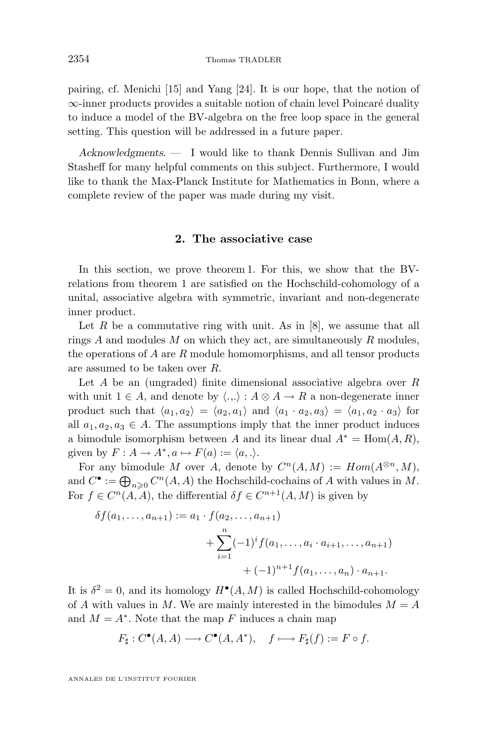pairing, cf. Menichi [15] and Yang [24]. It is our hope, that the notion of $\infty$-inner products provides a suitable notion of chain level Poincaré duality to induce a model of the BV-algebra on the free loop space in the general setting. This question will be addressed in a future paper.

*Acknowledgments.* — I would like to thank Dennis Sullivan and Jim Stasheff for many helpful comments on this subject. Furthermore, I would like to thank the Max-Planck Institute for Mathematics in Bonn, where a complete review of the paper was made during my visit.

## 2. The associative case

In this section, we prove theorem 1. For this, we show that the BV-relations from theorem 1 are satisfied on the Hochschild-cohomology of a unital, associative algebra with symmetric, invariant and non-degenerate inner product.

Let $R$ be a commutative ring with unit. As in [8], we assume that all rings $A$ and modules $M$ on which they act, are simultaneously $R$ modules, the operations of $A$ are $R$ module homomorphisms, and all tensor products are assumed to be taken over $R$.

Let $A$ be an (ungraded) finite dimensional associative algebra over $R$ with unit $1 \in A$, and denote by $\langle .,. \rangle : A \otimes A \to R$ a non-degenerate inner product such that $\langle a_1, a_2 \rangle = \langle a_2, a_1 \rangle$ and $\langle a_1 \cdot a_2, a_3 \rangle = \langle a_1, a_2 \cdot a_3 \rangle$ for all $a_1, a_2, a_3 \in A$. The assumptions imply that the inner product induces a bimodule isomorphism between $A$ and its linear dual $A^* = \mathrm{Hom}(A, R)$, given by $F : A \to A^*, a \mapsto F(a) := \langle a, . \rangle$.

For any bimodule $M$ over $A$, denote by $C^n(A, M) := Hom(A^{\otimes n}, M)$, and $C^\bullet := \bigoplus_{n \geqslant 0} C^n(A, A)$ the Hochschild-cochains of $A$ with values in $M$. For $f \in C^n(A, A)$, the differential $\delta f \in C^{n+1}(A, M)$ is given by

$$\delta f(a_1, \dots, a_{n+1}) := a_1 \cdot f(a_2, \dots, a_{n+1}) + \sum_{i=1}^{n} (-1)^i f(a_1, \dots, a_i \cdot a_{i+1}, \dots, a_{n+1}) + (-1)^{n+1} f(a_1, \dots, a_n) \cdot a_{n+1}.$$

It is $\delta^2 = 0$, and its homology $H^\bullet(A, M)$ is called Hochschild-cohomology of $A$ with values in $M$. We are mainly interested in the bimodules $M = A$ and $M = A^*$. Note that the map $F$ induces a chain map

$$F_\sharp : C^\bullet(A, A) \longrightarrow C^\bullet(A, A^*), \quad f \longmapsto F_\sharp(f) := F \circ f.$$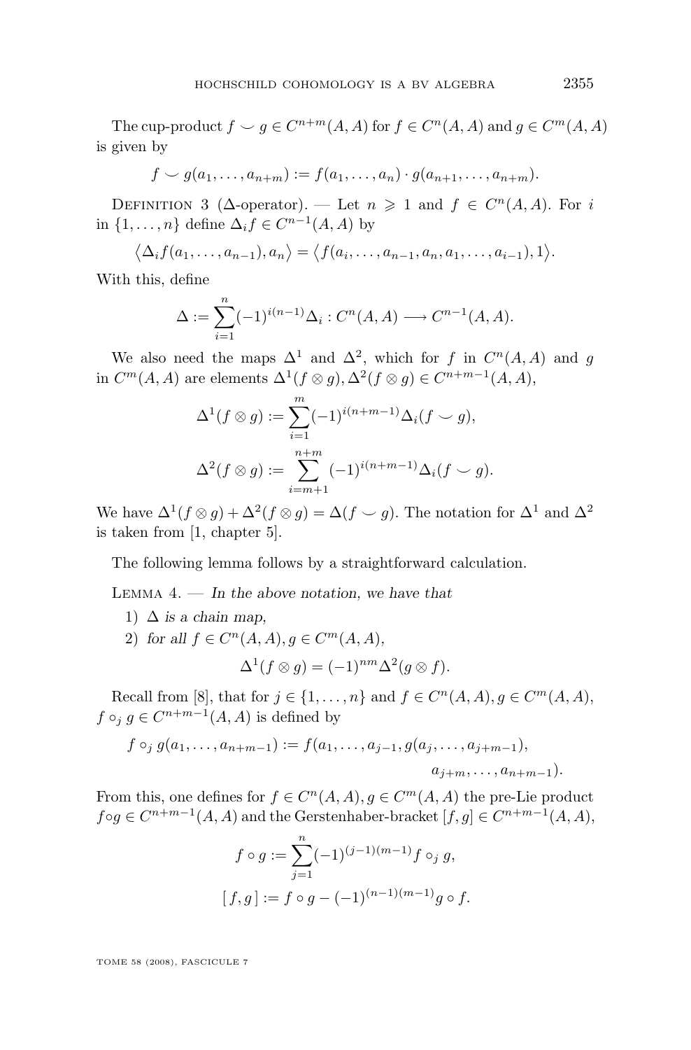The cup-product $f \smile g \in C^{n+m}(A, A)$ for $f \in C^n(A, A)$ and $g \in C^m(A, A)$ is given by

$$f \smile g(a_1, \ldots, a_{n+m}) := f(a_1, \ldots, a_n) \cdot g(a_{n+1}, \ldots, a_{n+m}).$$

Definition 3 ($\Delta$-operator). — Let $n \geqslant 1$ and $f \in C^n(A, A)$. For $i$ in $\{1, \ldots, n\}$ define $\Delta_i f \in C^{n-1}(A, A)$ by

$$\big\langle \Delta_i f(a_1, \ldots, a_{n-1}), a_n \big\rangle = \big\langle f(a_i, \ldots, a_{n-1}, a_n, a_1, \ldots, a_{i-1}), 1 \big\rangle.$$

With this, define

$$\Delta := \sum_{i=1}^{n} (-1)^{i(n-1)} \Delta_i : C^n(A, A) \longrightarrow C^{n-1}(A, A).$$

We also need the maps $\Delta^1$ and $\Delta^2$, which for $f$ in $C^n(A, A)$ and $g$ in $C^m(A, A)$ are elements $\Delta^1(f \otimes g), \Delta^2(f \otimes g) \in C^{n+m-1}(A, A)$,

$$\Delta^1(f \otimes g) := \sum_{i=1}^{m} (-1)^{i(n+m-1)} \Delta_i(f \smile g),$$

$$\Delta^2(f \otimes g) := \sum_{i=m+1}^{n+m} (-1)^{i(n+m-1)} \Delta_i(f \smile g).$$

We have $\Delta^1(f \otimes g) + \Delta^2(f \otimes g) = \Delta(f \smile g)$. The notation for $\Delta^1$ and $\Delta^2$ is taken from [1, chapter 5].

The following lemma follows by a straightforward calculation.

Lemma 4. — *In the above notation, we have that*

1) *$\Delta$ is a chain map,*
2) *for all $f \in C^n(A, A), g \in C^m(A, A)$,*

$$\Delta^1(f \otimes g) = (-1)^{nm} \Delta^2(g \otimes f).$$

Recall from [8], that for $j \in \{1, \ldots, n\}$ and $f \in C^n(A, A), g \in C^m(A, A)$, $f \circ_j g \in C^{n+m-1}(A, A)$ is defined by

$$f \circ_j g(a_1, \ldots, a_{n+m-1}) := f(a_1, \ldots, a_{j-1}, g(a_j, \ldots, a_{j+m-1}), a_{j+m}, \ldots, a_{n+m-1}).$$

From this, one defines for $f \in C^n(A, A), g \in C^m(A, A)$ the pre-Lie product $f \circ g \in C^{n+m-1}(A, A)$ and the Gerstenhaber-bracket $[f, g] \in C^{n+m-1}(A, A)$,

$$f \circ g := \sum_{j=1}^{n} (-1)^{(j-1)(m-1)} f \circ_j g,$$

$$[\, f, g \,] := f \circ g - (-1)^{(n-1)(m-1)} g \circ f.$$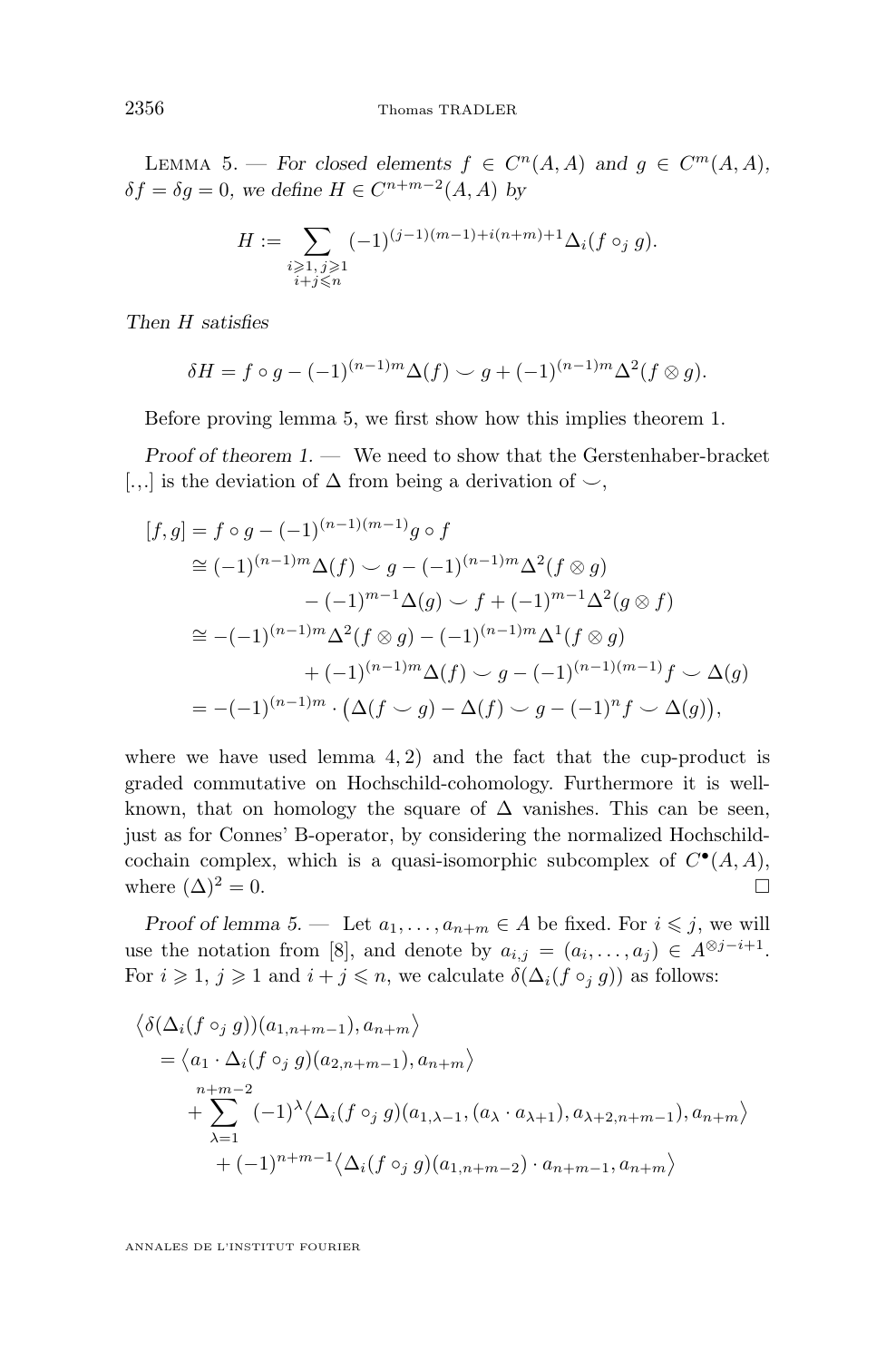Lemma 5. — *For closed elements $f \in C^n(A,A)$ and $g \in C^m(A,A)$, $\delta f = \delta g = 0$, we define $H \in C^{n+m-2}(A,A)$ by*

$$H := \sum_{\substack{i\geqslant 1,\, j\geqslant 1\\ i+j\leqslant n}} (-1)^{(j-1)(m-1)+i(n+m)+1} \Delta_i(f \circ_j g).$$

*Then $H$ satisfies*

$$\delta H = f \circ g - (-1)^{(n-1)m} \Delta(f) \smile g + (-1)^{(n-1)m} \Delta^2(f \otimes g).$$

Before proving lemma 5, we first show how this implies theorem 1.

*Proof of theorem 1.* — We need to show that the Gerstenhaber-bracket $[.,.]$ is the deviation of $\Delta$ from being a derivation of $\smile$,

$$\begin{aligned}
[f,g] &= f \circ g - (-1)^{(n-1)(m-1)} g \circ f \\
&\cong (-1)^{(n-1)m} \Delta(f) \smile g - (-1)^{(n-1)m} \Delta^2(f \otimes g) \\
&\qquad - (-1)^{m-1} \Delta(g) \smile f + (-1)^{m-1} \Delta^2(g \otimes f) \\
&\cong -(-1)^{(n-1)m} \Delta^2(f \otimes g) - (-1)^{(n-1)m} \Delta^1(f \otimes g) \\
&\qquad + (-1)^{(n-1)m} \Delta(f) \smile g - (-1)^{(n-1)(m-1)} f \smile \Delta(g) \\
&= -(-1)^{(n-1)m} \cdot \big( \Delta(f \smile g) - \Delta(f) \smile g - (-1)^n f \smile \Delta(g) \big),
\end{aligned}$$

where we have used lemma 4, 2) and the fact that the cup-product is graded commutative on Hochschild-cohomology. Furthermore it is well-known, that on homology the square of $\Delta$ vanishes. This can be seen, just as for Connes' B-operator, by considering the normalized Hochschild-cochain complex, which is a quasi-isomorphic subcomplex of $C^\bullet(A,A)$, where $(\Delta)^2 = 0$. □

*Proof of lemma 5.* — Let $a_1, \dots, a_{n+m} \in A$ be fixed. For $i \leqslant j$, we will use the notation from [8], and denote by $a_{i,j} = (a_i, \dots, a_j) \in A^{\otimes j-i+1}$. For $i \geqslant 1$, $j \geqslant 1$ and $i + j \leqslant n$, we calculate $\delta(\Delta_i(f \circ_j g))$ as follows:

$$\begin{aligned}
&\big\langle \delta(\Delta_i(f \circ_j g))(a_{1,n+m-1}), a_{n+m} \big\rangle \\
&\quad = \big\langle a_1 \cdot \Delta_i(f \circ_j g)(a_{2,n+m-1}), a_{n+m} \big\rangle \\
&\qquad + \sum_{\lambda=1}^{n+m-2} (-1)^\lambda \big\langle \Delta_i(f \circ_j g)(a_{1,\lambda-1}, (a_\lambda \cdot a_{\lambda+1}), a_{\lambda+2,n+m-1}), a_{n+m} \big\rangle \\
&\qquad\quad + (-1)^{n+m-1} \big\langle \Delta_i(f \circ_j g)(a_{1,n+m-2}) \cdot a_{n+m-1}, a_{n+m} \big\rangle
\end{aligned}$$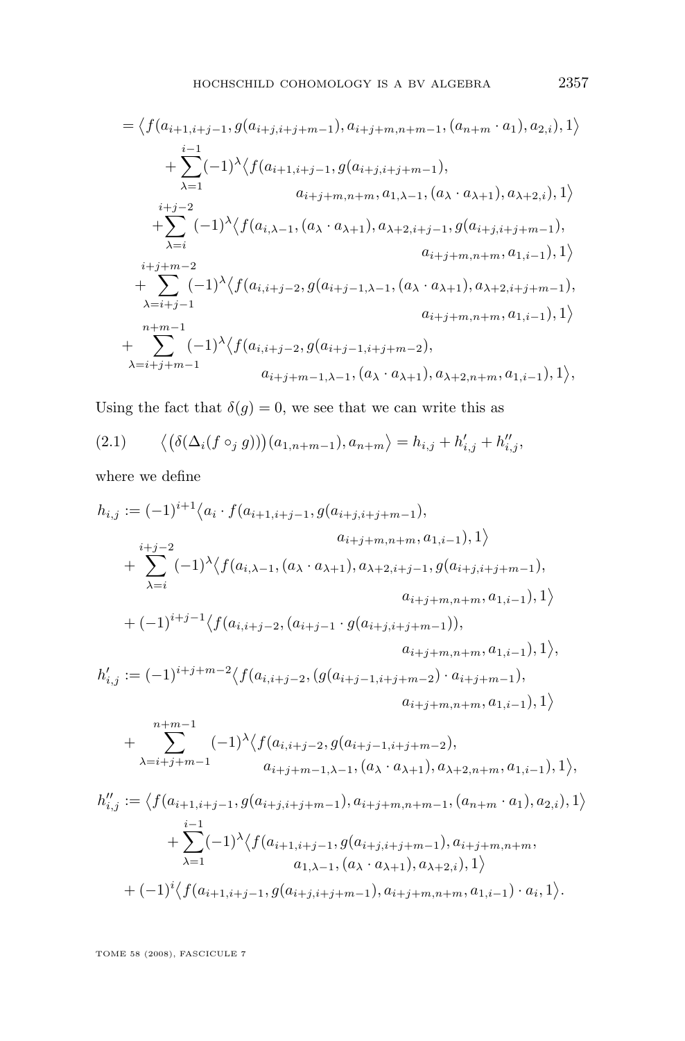$$
\begin{aligned}
&= \big\langle f(a_{i+1,i+j-1}, g(a_{i+j,i+j+m-1}), a_{i+j+m,n+m-1}, (a_{n+m}\cdot a_1), a_{2,i}), 1\big\rangle \\
&\quad + \sum_{\lambda=1}^{i-1} (-1)^\lambda \big\langle f(a_{i+1,i+j-1}, g(a_{i+j,i+j+m-1}), \\
&\qquad\qquad a_{i+j+m,n+m}, a_{1,\lambda-1}, (a_\lambda\cdot a_{\lambda+1}), a_{\lambda+2,i}), 1\big\rangle \\
&\quad + \sum_{\lambda=i}^{i+j-2} (-1)^\lambda \big\langle f(a_{i,\lambda-1}, (a_\lambda\cdot a_{\lambda+1}), a_{\lambda+2,i+j-1}, g(a_{i+j,i+j+m-1}), \\
&\qquad\qquad a_{i+j+m,n+m}, a_{1,i-1}), 1\big\rangle \\
&\quad + \sum_{\lambda=i+j-1}^{i+j+m-2} (-1)^\lambda \big\langle f(a_{i,i+j-2}, g(a_{i+j-1,\lambda-1}, (a_\lambda\cdot a_{\lambda+1}), a_{\lambda+2,i+j+m-1}), \\
&\qquad\qquad a_{i+j+m,n+m}, a_{1,i-1}), 1\big\rangle \\
&\quad + \sum_{\lambda=i+j+m-1}^{n+m-1} (-1)^\lambda \big\langle f(a_{i,i+j-2}, g(a_{i+j-1,i+j+m-2}), \\
&\qquad\qquad a_{i+j+m-1,\lambda-1}, (a_\lambda\cdot a_{\lambda+1}), a_{\lambda+2,n+m}, a_{1,i-1}), 1\big\rangle,
\end{aligned}
$$

Using the fact that $\delta(g)=0$, we see that we can write this as

$$
\big\langle \big(\delta(\Delta_i(f\circ_j g))\big)(a_{1,n+m-1}), a_{n+m}\big\rangle = h_{i,j} + h'_{i,j} + h''_{i,j}, \tag{2.1}
$$

where we define

$$
\begin{aligned}
h_{i,j} &:= (-1)^{i+1}\big\langle a_i\cdot f(a_{i+1,i+j-1}, g(a_{i+j,i+j+m-1}), \\
&\qquad\qquad a_{i+j+m,n+m}, a_{1,i-1}), 1\big\rangle \\
&\quad + \sum_{\lambda=i}^{i+j-2} (-1)^\lambda \big\langle f(a_{i,\lambda-1}, (a_\lambda\cdot a_{\lambda+1}), a_{\lambda+2,i+j-1}, g(a_{i+j,i+j+m-1}), \\
&\qquad\qquad a_{i+j+m,n+m}, a_{1,i-1}), 1\big\rangle \\
&\quad + (-1)^{i+j-1}\big\langle f(a_{i,i+j-2}, (a_{i+j-1}\cdot g(a_{i+j,i+j+m-1})), \\
&\qquad\qquad a_{i+j+m,n+m}, a_{1,i-1}), 1\big\rangle, \\
h'_{i,j} &:= (-1)^{i+j+m-2}\big\langle f(a_{i,i+j-2}, (g(a_{i+j-1,i+j+m-2})\cdot a_{i+j+m-1}), \\
&\qquad\qquad a_{i+j+m,n+m}, a_{1,i-1}), 1\big\rangle \\
&\quad + \sum_{\lambda=i+j+m-1}^{n+m-1} (-1)^\lambda \big\langle f(a_{i,i+j-2}, g(a_{i+j-1,i+j+m-2}), \\
&\qquad\qquad a_{i+j+m-1,\lambda-1}, (a_\lambda\cdot a_{\lambda+1}), a_{\lambda+2,n+m}, a_{1,i-1}), 1\big\rangle, \\
h''_{i,j} &:= \big\langle f(a_{i+1,i+j-1}, g(a_{i+j,i+j+m-1}), a_{i+j+m,n+m-1}, (a_{n+m}\cdot a_1), a_{2,i}), 1\big\rangle \\
&\quad + \sum_{\lambda=1}^{i-1} (-1)^\lambda \big\langle f(a_{i+1,i+j-1}, g(a_{i+j,i+j+m-1}), a_{i+j+m,n+m}, \\
&\qquad\qquad a_{1,\lambda-1}, (a_\lambda\cdot a_{\lambda+1}), a_{\lambda+2,i}), 1\big\rangle \\
&\quad + (-1)^i\big\langle f(a_{i+1,i+j-1}, g(a_{i+j,i+j+m-1}), a_{i+j+m,n+m}, a_{1,i-1})\cdot a_i, 1\big\rangle.
\end{aligned}
$$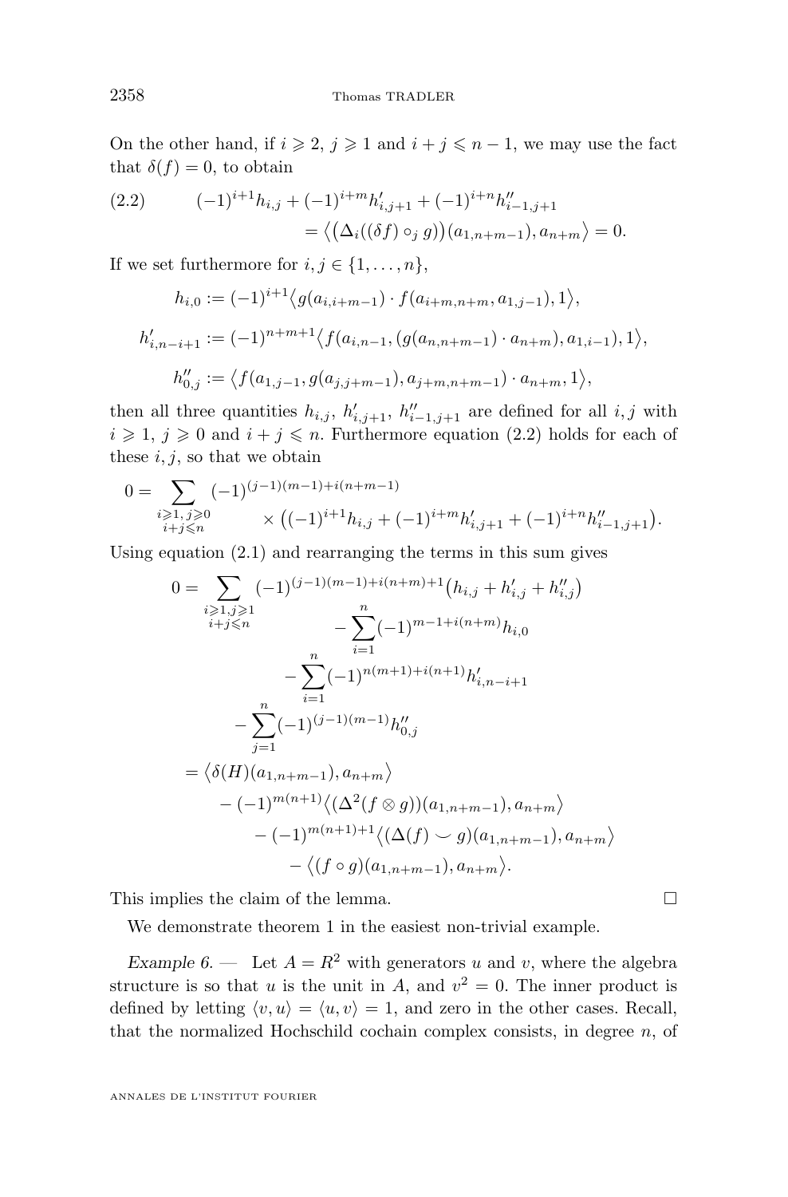On the other hand, if $i \geqslant 2$, $j \geqslant 1$ and $i + j \leqslant n-1$, we may use the fact that $\delta(f) = 0$, to obtain

$$
\begin{aligned}
(2.2) \qquad (-1)^{i+1} h_{i,j} + (-1)^{i+m} h'_{i,j+1} &+ (-1)^{i+n} h''_{i-1,j+1} \\
&= \big\langle \big(\Delta_i((\delta f) \circ_j g)\big)(a_{1,n+m-1}), a_{n+m} \big\rangle = 0.
\end{aligned}
$$

If we set furthermore for $i, j \in \{1, \ldots, n\}$,

$$
\begin{aligned}
h_{i,0} &:= (-1)^{i+1} \big\langle g(a_{i,i+m-1}) \cdot f(a_{i+m,n+m}, a_{1,j-1}), 1 \big\rangle, \\
h'_{i,n-i+1} &:= (-1)^{n+m+1} \big\langle f(a_{i,n-1}, (g(a_{n,n+m-1}) \cdot a_{n+m}), a_{1,i-1}), 1 \big\rangle, \\
h''_{0,j} &:= \big\langle f(a_{1,j-1}, g(a_{j,j+m-1}), a_{j+m,n+m-1}) \cdot a_{n+m}, 1 \big\rangle,
\end{aligned}
$$

then all three quantities $h_{i,j}$, $h'_{i,j+1}$, $h''_{i-1,j+1}$ are defined for all $i, j$ with $i \geqslant 1$, $j \geqslant 0$ and $i + j \leqslant n$. Furthermore equation (2.2) holds for each of these $i, j$, so that we obtain

$$
0 = \sum_{\substack{i \geqslant 1,\, j \geqslant 0 \\ i+j \leqslant n}} (-1)^{(j-1)(m-1)+i(n+m-1)} \times \big( (-1)^{i+1} h_{i,j} + (-1)^{i+m} h'_{i,j+1} + (-1)^{i+n} h''_{i-1,j+1} \big).
$$

Using equation (2.1) and rearranging the terms in this sum gives

$$
\begin{aligned}
0 &= \sum_{\substack{i \geqslant 1, j \geqslant 1 \\ i+j \leqslant n}} (-1)^{(j-1)(m-1)+i(n+m)+1} \big( h_{i,j} + h'_{i,j} + h''_{i,j} \big) \\
&\qquad - \sum_{i=1}^{n} (-1)^{m-1+i(n+m)} h_{i,0} \\
&\qquad - \sum_{i=1}^{n} (-1)^{n(m+1)+i(n+1)} h'_{i,n-i+1} \\
&\qquad - \sum_{j=1}^{n} (-1)^{(j-1)(m-1)} h''_{0,j} \\
&= \big\langle \delta(H)(a_{1,n+m-1}), a_{n+m} \big\rangle \\
&\qquad - (-1)^{m(n+1)} \big\langle (\Delta^2(f \otimes g))(a_{1,n+m-1}), a_{n+m} \big\rangle \\
&\qquad - (-1)^{m(n+1)+1} \big\langle (\Delta(f) \smile g)(a_{1,n+m-1}), a_{n+m} \big\rangle \\
&\qquad - \big\langle (f \circ g)(a_{1,n+m-1}), a_{n+m} \big\rangle.
\end{aligned}
$$

This implies the claim of the lemma. □

We demonstrate theorem 1 in the easiest non-trivial example.

*Example 6.* — Let $A = R^2$ with generators $u$ and $v$, where the algebra structure is so that $u$ is the unit in $A$, and $v^2 = 0$. The inner product is defined by letting $\langle v, u \rangle = \langle u, v \rangle = 1$, and zero in the other cases. Recall, that the normalized Hochschild cochain complex consists, in degree $n$, of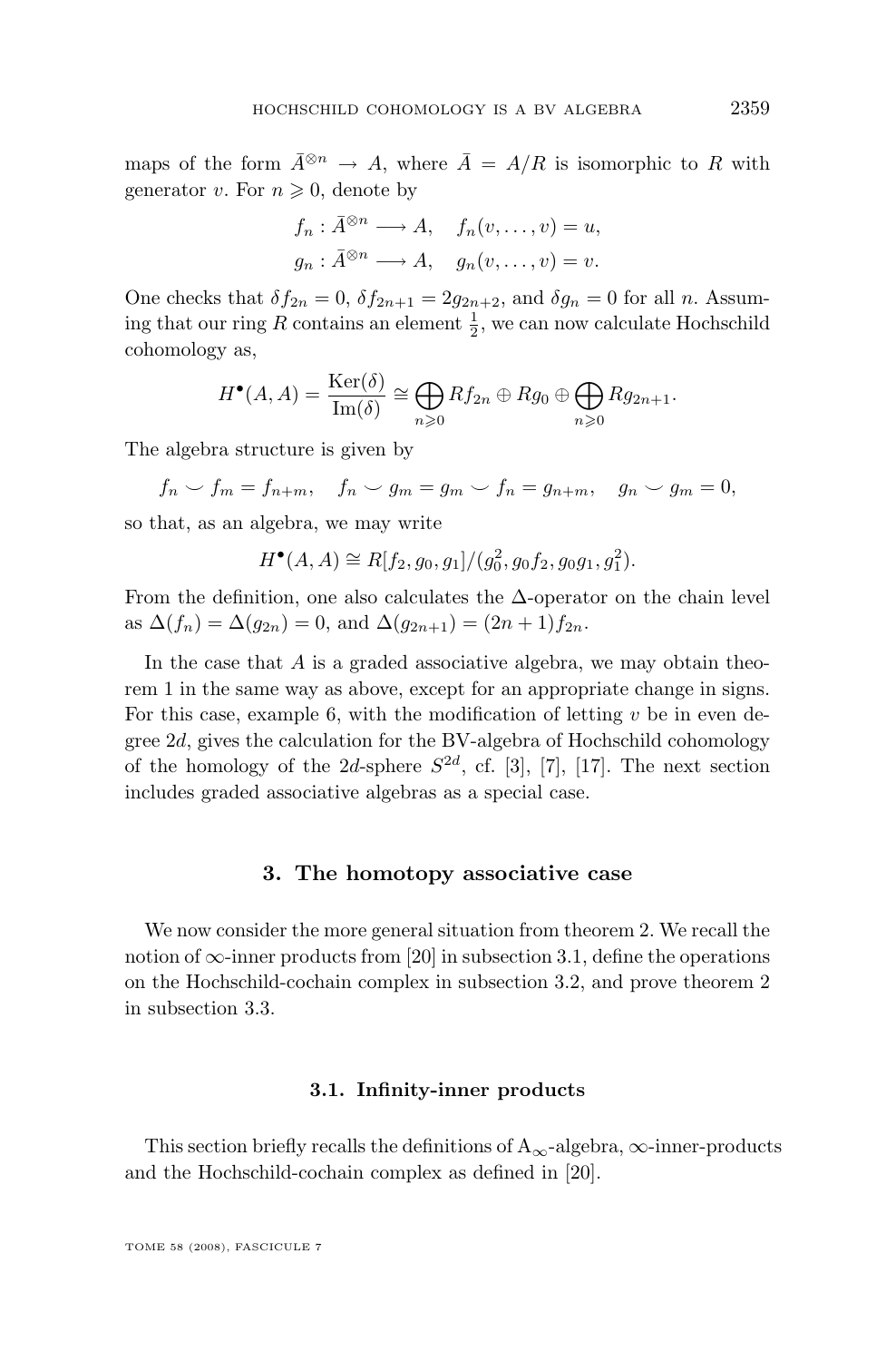maps of the form $\bar{A}^{\otimes n} \to A$, where $\bar{A} = A/R$ is isomorphic to $R$ with generator $v$. For $n \geqslant 0$, denote by

$$f_n : \bar{A}^{\otimes n} \longrightarrow A, \quad f_n(v, \dots, v) = u,$$
$$g_n : \bar{A}^{\otimes n} \longrightarrow A, \quad g_n(v, \dots, v) = v.$$

One checks that $\delta f_{2n} = 0$, $\delta f_{2n+1} = 2 g_{2n+2}$, and $\delta g_n = 0$ for all $n$. Assuming that our ring $R$ contains an element $\frac{1}{2}$, we can now calculate Hochschild cohomology as,

$$H^\bullet(A, A) = \frac{\operatorname{Ker}(\delta)}{\operatorname{Im}(\delta)} \cong \bigoplus_{n \geqslant 0} R f_{2n} \oplus R g_0 \oplus \bigoplus_{n \geqslant 0} R g_{2n+1}.$$

The algebra structure is given by

$$f_n \smile f_m = f_{n+m}, \quad f_n \smile g_m = g_m \smile f_n = g_{n+m}, \quad g_n \smile g_m = 0,$$

so that, as an algebra, we may write

$$H^\bullet(A, A) \cong R[f_2, g_0, g_1]/(g_0^2, g_0 f_2, g_0 g_1, g_1^2).$$

From the definition, one also calculates the $\Delta$-operator on the chain level as $\Delta(f_n) = \Delta(g_{2n}) = 0$, and $\Delta(g_{2n+1}) = (2n+1) f_{2n}$.

In the case that $A$ is a graded associative algebra, we may obtain theorem 1 in the same way as above, except for an appropriate change in signs. For this case, example 6, with the modification of letting $v$ be in even degree $2d$, gives the calculation for the BV-algebra of Hochschild cohomology of the homology of the $2d$-sphere $S^{2d}$, cf. [3], [7], [17]. The next section includes graded associative algebras as a special case.

## 3. The homotopy associative case

We now consider the more general situation from theorem 2. We recall the notion of $\infty$-inner products from [20] in subsection 3.1, define the operations on the Hochschild-cochain complex in subsection 3.2, and prove theorem 2 in subsection 3.3.

### 3.1. Infinity-inner products

This section briefly recalls the definitions of $A_\infty$-algebra, $\infty$-inner-products and the Hochschild-cochain complex as defined in [20].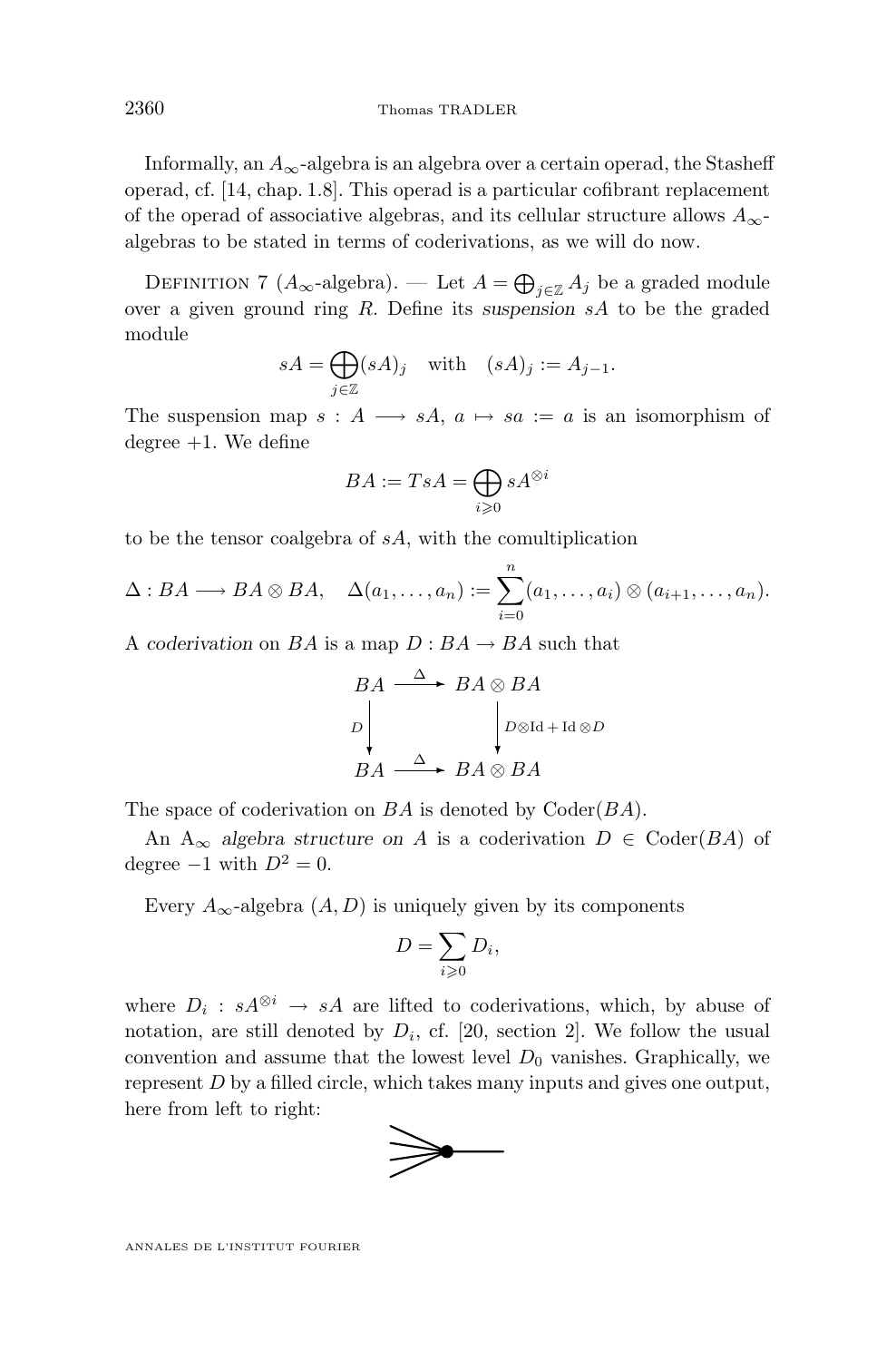Informally, an $A_\infty$-algebra is an algebra over a certain operad, the Stasheff operad, cf. [14, chap. 1.8]. This operad is a particular cofibrant replacement of the operad of associative algebras, and its cellular structure allows $A_\infty$-algebras to be stated in terms of coderivations, as we will do now.

Definition 7 ($A_\infty$-algebra). — Let $A = \bigoplus_{j\in\mathbb{Z}} A_j$ be a graded module over a given ground ring $R$. Define its *suspension* $sA$ to be the graded module

$$sA = \bigoplus_{j\in\mathbb{Z}} (sA)_j \quad \text{with} \quad (sA)_j := A_{j-1}.$$

The suspension map $s : A \longrightarrow sA$, $a \mapsto sa := a$ is an isomorphism of degree $+1$. We define

$$BA := TsA = \bigoplus_{i\geqslant 0} sA^{\otimes i}$$

to be the tensor coalgebra of $sA$, with the comultiplication

$$\Delta : BA \longrightarrow BA \otimes BA, \quad \Delta(a_1, \dots, a_n) := \sum_{i=0}^{n} (a_1, \dots, a_i) \otimes (a_{i+1}, \dots, a_n).$$

A *coderivation* on $BA$ is a map $D : BA \to BA$ such that

$$\begin{array}{ccc} BA & \xrightarrow{\Delta} & BA \otimes BA \\ {\scriptstyle D}\big\downarrow & & \big\downarrow{\scriptstyle D\otimes \mathrm{Id} + \mathrm{Id}\otimes D} \\ BA & \xrightarrow{\Delta} & BA \otimes BA \end{array}$$

The space of coderivation on $BA$ is denoted by $\mathrm{Coder}(BA)$.

An $\mathrm{A}_\infty$ *algebra structure on* $A$ is a coderivation $D \in \mathrm{Coder}(BA)$ of degree $-1$ with $D^2 = 0$.

Every $A_\infty$-algebra $(A, D)$ is uniquely given by its components

$$D = \sum_{i\geqslant 0} D_i,$$

where $D_i : sA^{\otimes i} \to sA$ are lifted to coderivations, which, by abuse of notation, are still denoted by $D_i$, cf. [20, section 2]. We follow the usual convention and assume that the lowest level $D_0$ vanishes. Graphically, we represent $D$ by a filled circle, which takes many inputs and gives one output, here from left to right: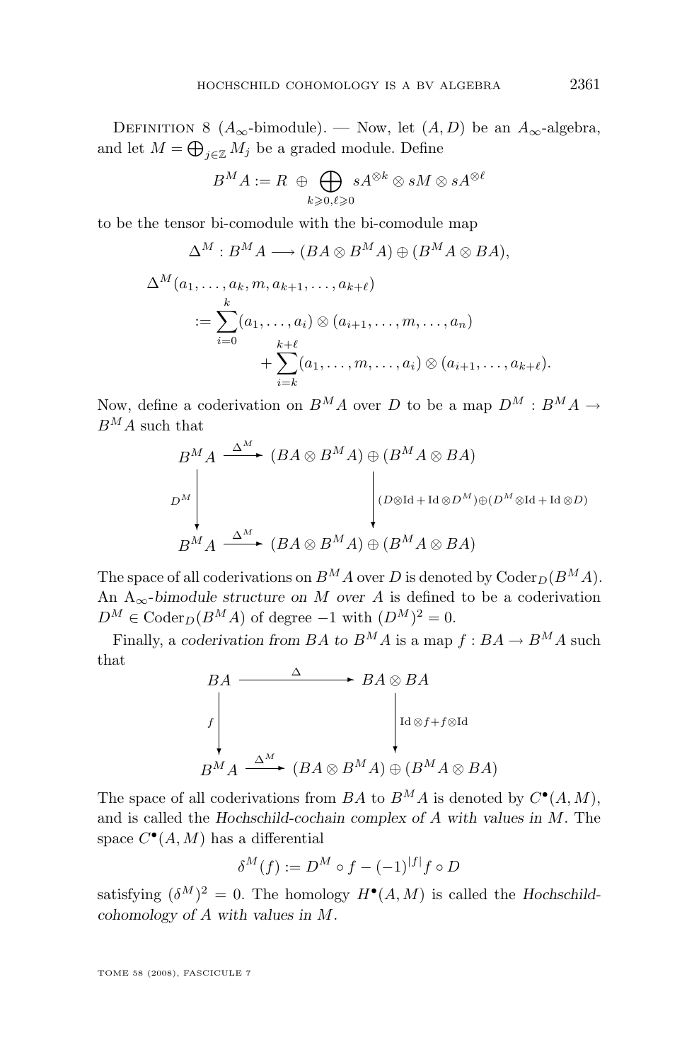Definition 8 ($A_\infty$-bimodule). — Now, let $(A, D)$ be an $A_\infty$-algebra, and let $M = \bigoplus_{j\in\mathbb{Z}} M_j$ be a graded module. Define

$$B^M A := R \;\oplus \bigoplus_{k\geqslant 0, \ell\geqslant 0} sA^{\otimes k} \otimes sM \otimes sA^{\otimes \ell}$$

to be the tensor bi-comodule with the bi-comodule map

$$\Delta^M : B^M A \longrightarrow (BA \otimes B^M A) \oplus (B^M A \otimes BA),$$

$$\begin{aligned}
\Delta^M(a_1, \dots, a_k, m, a_{k+1}, \dots, a_{k+\ell}) \\
:= \sum_{i=0}^{k} (a_1, \dots, a_i) \otimes (a_{i+1}, \dots, m, \dots, a_n) \\
+ \sum_{i=k}^{k+\ell} (a_1, \dots, m, \dots, a_i) \otimes (a_{i+1}, \dots, a_{k+\ell}).
\end{aligned}$$

Now, define a coderivation on $B^M A$ over $D$ to be a map $D^M : B^M A \to B^M A$ such that

$$\begin{array}{ccc}
B^M A & \xrightarrow{\Delta^M} & (BA \otimes B^M A) \oplus (B^M A \otimes BA) \\
\Big\downarrow{\scriptstyle D^M} & & \Big\downarrow{\scriptstyle (D\otimes \mathrm{Id} + \mathrm{Id}\otimes D^M)\oplus(D^M\otimes \mathrm{Id} + \mathrm{Id}\otimes D)} \\
B^M A & \xrightarrow{\Delta^M} & (BA \otimes B^M A) \oplus (B^M A \otimes BA)
\end{array}$$

The space of all coderivations on $B^M A$ over $D$ is denoted by $\mathrm{Coder}_D(B^M A)$. An *$A_\infty$-bimodule structure on $M$ over $A$* is defined to be a coderivation $D^M \in \mathrm{Coder}_D(B^M A)$ of degree $-1$ with $(D^M)^2 = 0$.

Finally, a *coderivation from $BA$ to $B^M A$* is a map $f : BA \to B^M A$ such that

$$\begin{array}{ccc}
BA & \xrightarrow{\quad\Delta\quad} & BA \otimes BA \\
\Big\downarrow{\scriptstyle f} & & \Big\downarrow{\scriptstyle \mathrm{Id}\otimes f + f\otimes \mathrm{Id}} \\
B^M A & \xrightarrow{\Delta^M} & (BA \otimes B^M A) \oplus (B^M A \otimes BA)
\end{array}$$

The space of all coderivations from $BA$ to $B^M A$ is denoted by $C^\bullet(A, M)$, and is called the *Hochschild-cochain complex of $A$ with values in $M$*. The space $C^\bullet(A, M)$ has a differential

$$\delta^M(f) := D^M \circ f - (-1)^{|f|} f \circ D$$

satisfying $(\delta^M)^2 = 0$. The homology $H^\bullet(A, M)$ is called the *Hochschild-cohomology of $A$ with values in $M$*.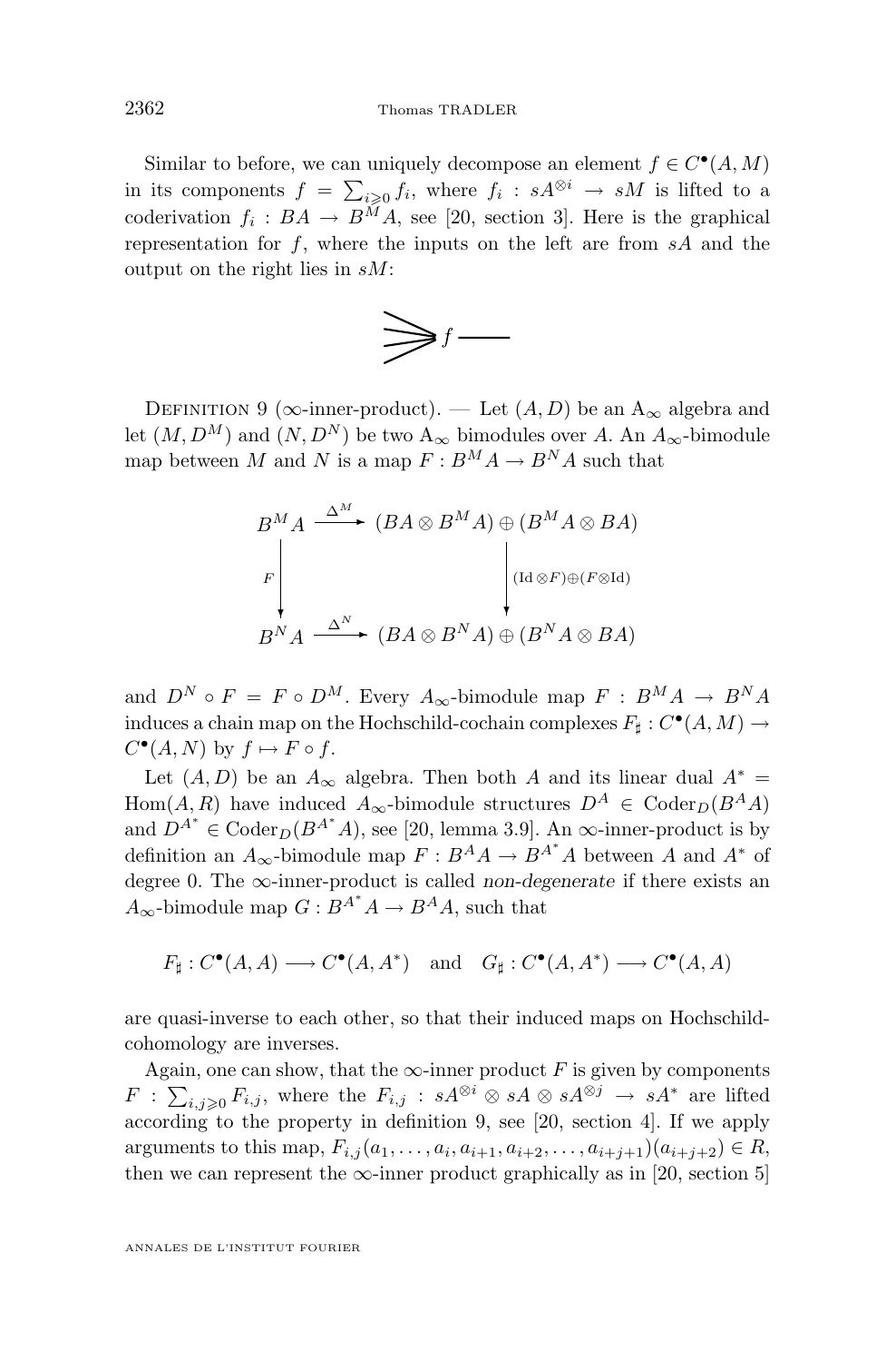Similar to before, we can uniquely decompose an element $f \in C^\bullet(A,M)$ in its components $f = \sum_{i\geqslant 0} f_i$, where $f_i : sA^{\otimes i} \to sM$ is lifted to a coderivation $f_i : BA \to B^M A$, see [20, section 3]. Here is the graphical representation for $f$, where the inputs on the left are from $sA$ and the output on the right lies in $sM$:

Definition 9 ($\infty$-inner-product). — Let $(A,D)$ be an $\mathrm{A}_\infty$ algebra and let $(M,D^M)$ and $(N,D^N)$ be two $\mathrm{A}_\infty$ bimodules over $A$. An $A_\infty$-bimodule map between $M$ and $N$ is a map $F : B^M A \to B^N A$ such that

$$\begin{array}{ccc} B^M A & \xrightarrow{\Delta^M} & (BA \otimes B^M A) \oplus (B^M A \otimes BA) \\ \downarrow F & & \downarrow (\mathrm{Id}\otimes F)\oplus(F\otimes \mathrm{Id}) \\ B^N A & \xrightarrow{\Delta^N} & (BA \otimes B^N A) \oplus (B^N A \otimes BA) \end{array}$$

and $D^N \circ F = F \circ D^M$. Every $A_\infty$-bimodule map $F : B^M A \to B^N A$ induces a chain map on the Hochschild-cochain complexes $F_\sharp : C^\bullet(A,M) \to C^\bullet(A,N)$ by $f \mapsto F \circ f$.

Let $(A,D)$ be an $A_\infty$ algebra. Then both $A$ and its linear dual $A^* = \mathrm{Hom}(A,R)$ have induced $A_\infty$-bimodule structures $D^A \in \mathrm{Coder}_D(B^A A)$ and $D^{A^*} \in \mathrm{Coder}_D(B^{A^*} A)$, see [20, lemma 3.9]. An $\infty$-inner-product is by definition an $A_\infty$-bimodule map $F : B^A A \to B^{A^*} A$ between $A$ and $A^*$ of degree 0. The $\infty$-inner-product is called *non-degenerate* if there exists an $A_\infty$-bimodule map $G : B^{A^*} A \to B^A A$, such that

$$F_\sharp : C^\bullet(A,A) \longrightarrow C^\bullet(A,A^*) \quad \text{and} \quad G_\sharp : C^\bullet(A,A^*) \longrightarrow C^\bullet(A,A)$$

are quasi-inverse to each other, so that their induced maps on Hochschild-cohomology are inverses.

Again, one can show, that the $\infty$-inner product $F$ is given by components $F : \sum_{i,j\geqslant 0} F_{i,j}$, where the $F_{i,j} : sA^{\otimes i} \otimes sA \otimes sA^{\otimes j} \to sA^*$ are lifted according to the property in definition 9, see [20, section 4]. If we apply arguments to this map, $F_{i,j}(a_1,\dots,a_i,a_{i+1},a_{i+2},\dots,a_{i+j+1})(a_{i+j+2}) \in R$, then we can represent the $\infty$-inner product graphically as in [20, section 5]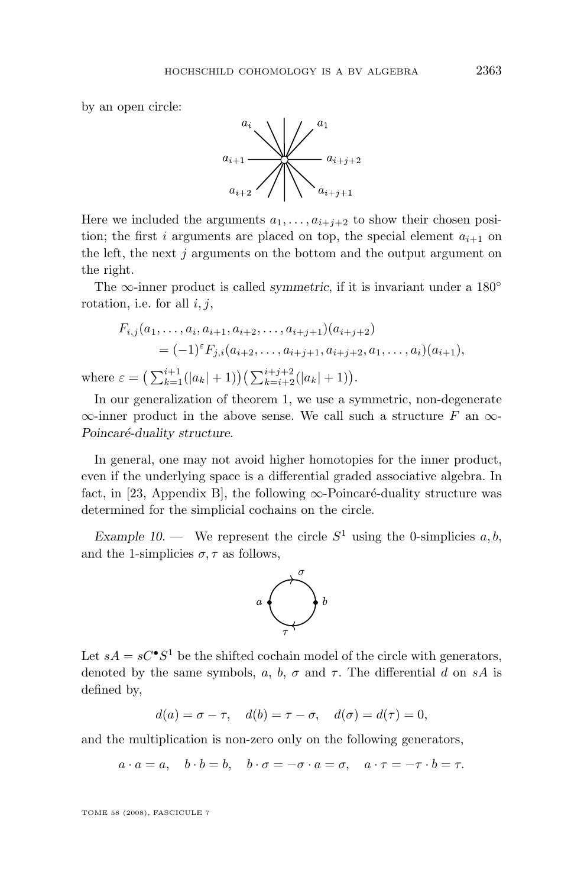by an open circle:

Here we included the arguments $a_1, \dots, a_{i+j+2}$ to show their chosen position; the first $i$ arguments are placed on top, the special element $a_{i+1}$ on the left, the next $j$ arguments on the bottom and the output argument on the right.

The $\infty$-inner product is called *symmetric*, if it is invariant under a $180^\circ$ rotation, i.e. for all $i, j$,

$$\begin{aligned} F_{i,j}&(a_1, \dots, a_i, a_{i+1}, a_{i+2}, \dots, a_{i+j+1})(a_{i+j+2}) \\ &= (-1)^\varepsilon F_{j,i}(a_{i+2}, \dots, a_{i+j+1}, a_{i+j+2}, a_1, \dots, a_i)(a_{i+1}), \end{aligned}$$

where $\varepsilon = \left(\sum_{k=1}^{i+1}(|a_k|+1)\right)\left(\sum_{k=i+2}^{i+j+2}(|a_k|+1)\right)$.

In our generalization of theorem 1, we use a symmetric, non-degenerate $\infty$-inner product in the above sense. We call such a structure $F$ an *$\infty$-Poincaré-duality structure*.

In general, one may not avoid higher homotopies for the inner product, even if the underlying space is a differential graded associative algebra. In fact, in [23, Appendix B], the following $\infty$-Poincaré-duality structure was determined for the simplicial cochains on the circle.

*Example 10.* — We represent the circle $S^1$ using the 0-simplicies $a, b$, and the 1-simplicies $\sigma, \tau$ as follows,

Let $sA = sC^\bullet S^1$ be the shifted cochain model of the circle with generators, denoted by the same symbols, $a$, $b$, $\sigma$ and $\tau$. The differential $d$ on $sA$ is defined by,

$$d(a) = \sigma - \tau, \quad d(b) = \tau - \sigma, \quad d(\sigma) = d(\tau) = 0,$$

and the multiplication is non-zero only on the following generators,

$$a \cdot a = a, \quad b \cdot b = b, \quad b \cdot \sigma = -\sigma \cdot a = \sigma, \quad a \cdot \tau = -\tau \cdot b = \tau.$$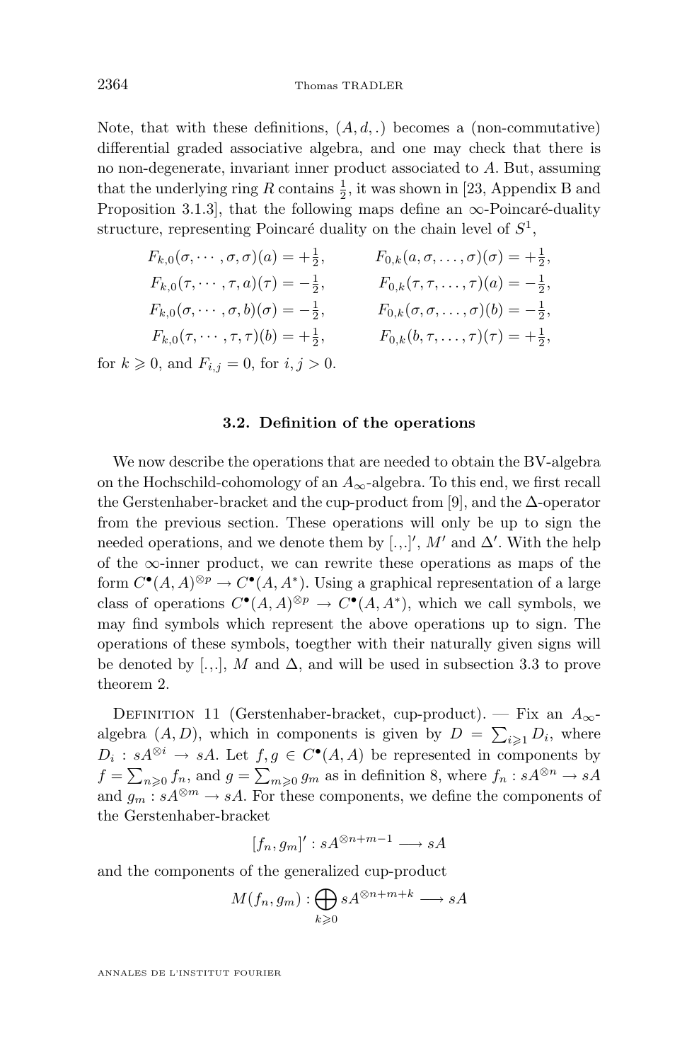Note, that with these definitions, $(A, d, .)$ becomes a (non-commutative) differential graded associative algebra, and one may check that there is no non-degenerate, invariant inner product associated to $A$. But, assuming that the underlying ring $R$ contains $\frac{1}{2}$, it was shown in [23, Appendix B and Proposition 3.1.3], that the following maps define an $\infty$-Poincaré-duality structure, representing Poincaré duality on the chain level of $S^1$,

$$
\begin{aligned}
F_{k,0}(\sigma,\cdots,\sigma,\sigma)(a) &= +\tfrac{1}{2}, & F_{0,k}(a,\sigma,\dots,\sigma)(\sigma) &= +\tfrac{1}{2},\\
F_{k,0}(\tau,\cdots,\tau,a)(\tau) &= -\tfrac{1}{2}, & F_{0,k}(\tau,\tau,\dots,\tau)(a) &= -\tfrac{1}{2},\\
F_{k,0}(\sigma,\cdots,\sigma,b)(\sigma) &= -\tfrac{1}{2}, & F_{0,k}(\sigma,\sigma,\dots,\sigma)(b) &= -\tfrac{1}{2},\\
F_{k,0}(\tau,\cdots,\tau,\tau)(b) &= +\tfrac{1}{2}, & F_{0,k}(b,\tau,\dots,\tau)(\tau) &= +\tfrac{1}{2},
\end{aligned}
$$

for $k \geqslant 0$, and $F_{i,j} = 0$, for $i, j > 0$.

### 3.2. Definition of the operations

We now describe the operations that are needed to obtain the BV-algebra on the Hochschild-cohomology of an $A_\infty$-algebra. To this end, we first recall the Gerstenhaber-bracket and the cup-product from [9], and the $\Delta$-operator from the previous section. These operations will only be up to sign the needed operations, and we denote them by $[.,.]'$, $M'$ and $\Delta'$. With the help of the $\infty$-inner product, we can rewrite these operations as maps of the form $C^\bullet(A, A)^{\otimes p} \to C^\bullet(A, A^*)$. Using a graphical representation of a large class of operations $C^\bullet(A, A)^{\otimes p} \to C^\bullet(A, A^*)$, which we call symbols, we may find symbols which represent the above operations up to sign. The operations of these symbols, toegther with their naturally given signs will be denoted by $[.,.]$, $M$ and $\Delta$, and will be used in subsection 3.3 to prove theorem 2.

Definition 11 (Gerstenhaber-bracket, cup-product). — Fix an $A_\infty$-algebra $(A, D)$, which in components is given by $D = \sum_{i \geqslant 1} D_i$, where $D_i : sA^{\otimes i} \to sA$. Let $f, g \in C^\bullet(A, A)$ be represented in components by $f = \sum_{n \geqslant 0} f_n$, and $g = \sum_{m \geqslant 0} g_m$ as in definition 8, where $f_n : sA^{\otimes n} \to sA$ and $g_m : sA^{\otimes m} \to sA$. For these components, we define the components of the Gerstenhaber-bracket

$$[f_n, g_m]' : sA^{\otimes n+m-1} \longrightarrow sA$$

and the components of the generalized cup-product

$$M(f_n, g_m) : \bigoplus_{k \geqslant 0} sA^{\otimes n+m+k} \longrightarrow sA$$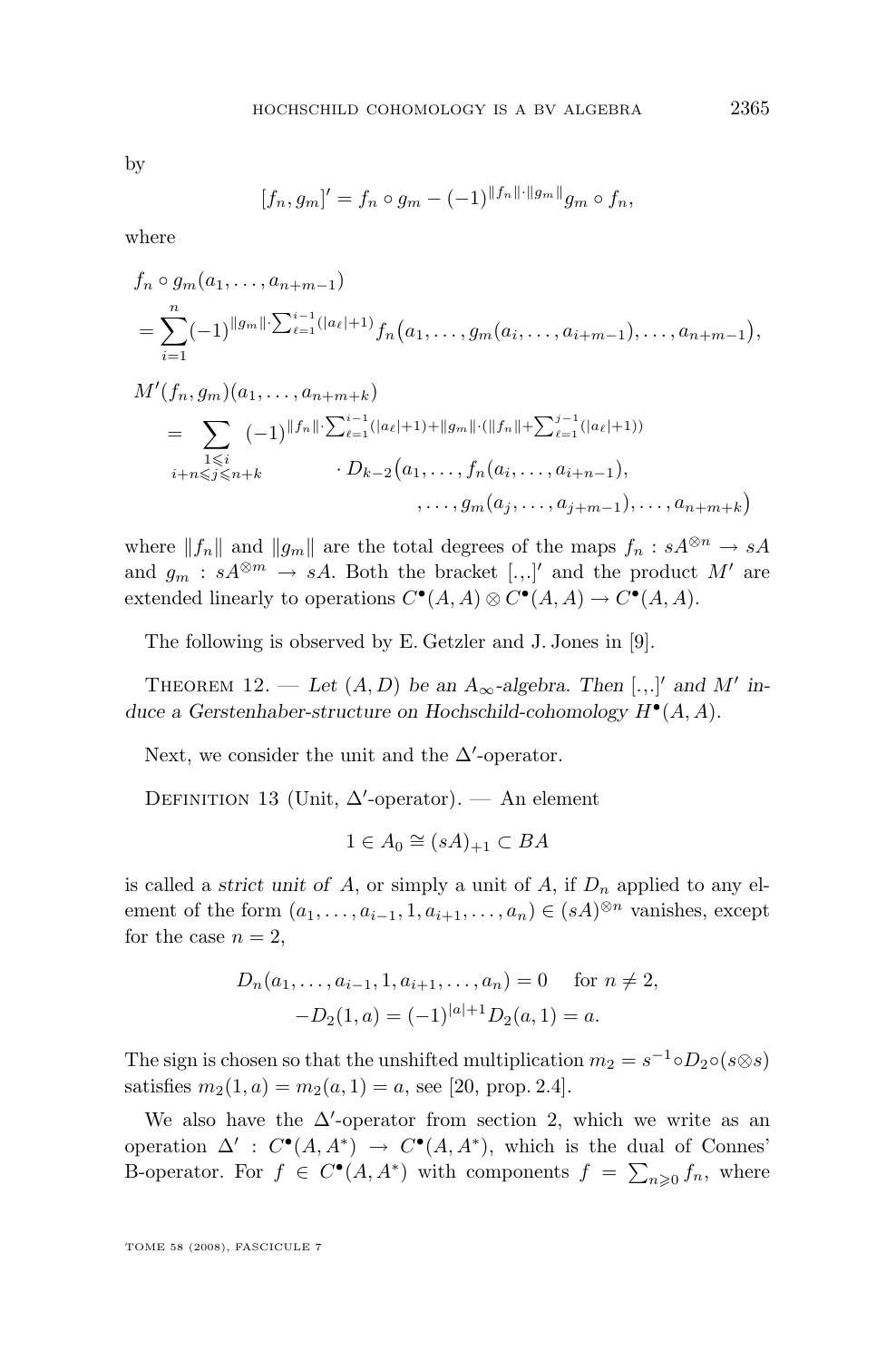by

$$[f_n, g_m]' = f_n \circ g_m - (-1)^{\|f_n\|\cdot\|g_m\|} g_m \circ f_n,$$

where

$$\begin{aligned}
&f_n \circ g_m(a_1, \dots, a_{n+m-1}) \\
&= \sum_{i=1}^{n} (-1)^{\|g_m\| \cdot \sum_{\ell=1}^{i-1}(|a_\ell|+1)} f_n\big(a_1, \dots, g_m(a_i, \dots, a_{i+m-1}), \dots, a_{n+m-1}\big),
\end{aligned}$$

$$\begin{aligned}
&M'(f_n, g_m)(a_1, \dots, a_{n+m+k}) \\
&\quad = \sum_{\substack{1 \leqslant i \\ i+n \leqslant j \leqslant n+k}} (-1)^{\|f_n\| \cdot \sum_{\ell=1}^{i-1}(|a_\ell|+1) + \|g_m\| \cdot (\|f_n\| + \sum_{\ell=1}^{j-1}(|a_\ell|+1))} \\
&\qquad\qquad \cdot D_{k-2}\big(a_1, \dots, f_n(a_i, \dots, a_{i+n-1}), \\
&\qquad\qquad\qquad , \dots, g_m(a_j, \dots, a_{j+m-1}), \dots, a_{n+m+k}\big)
\end{aligned}$$

where $\|f_n\|$ and $\|g_m\|$ are the total degrees of the maps $f_n : sA^{\otimes n} \to sA$ and $g_m : sA^{\otimes m} \to sA$. Both the bracket $[.,.]'$ and the product $M'$ are extended linearly to operations $C^\bullet(A,A) \otimes C^\bullet(A,A) \to C^\bullet(A,A)$.

The following is observed by E. Getzler and J. Jones in [9].

Theorem 12. — *Let $(A, D)$ be an $A_\infty$-algebra. Then $[.,.]'$ and $M'$ induce a Gerstenhaber-structure on Hochschild-cohomology $H^\bullet(A,A)$.*

Next, we consider the unit and the $\Delta'$-operator.

Definition 13 (Unit, $\Delta'$-operator). — An element

$$1 \in A_0 \cong (sA)_{+1} \subset BA$$

is called a *strict unit of* $A$, or simply a unit of $A$, if $D_n$ applied to any element of the form $(a_1, \dots, a_{i-1}, 1, a_{i+1}, \dots, a_n) \in (sA)^{\otimes n}$ vanishes, except for the case $n = 2$,

$$\begin{aligned}
D_n(a_1, \dots, a_{i-1}, 1, a_{i+1}, \dots, a_n) = 0 \quad &\text{ for } n \neq 2, \\
-D_2(1, a) = (-1)^{|a|+1} D_2(a, 1) = a.&
\end{aligned}$$

The sign is chosen so that the unshifted multiplication $m_2 = s^{-1} \circ D_2 \circ (s \otimes s)$ satisfies $m_2(1,a) = m_2(a,1) = a$, see [20, prop. 2.4].

We also have the $\Delta'$-operator from section 2, which we write as an operation $\Delta' : C^\bullet(A, A^*) \to C^\bullet(A, A^*)$, which is the dual of Connes' B-operator. For $f \in C^\bullet(A, A^*)$ with components $f = \sum_{n \geqslant 0} f_n$, where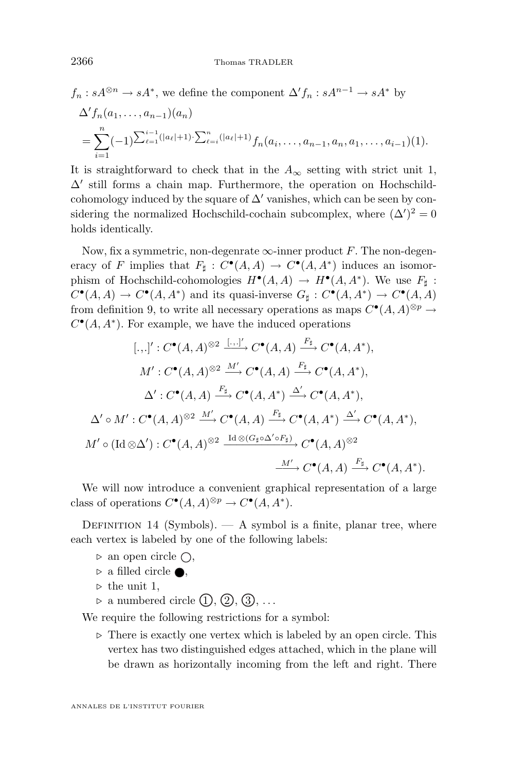$f_n : sA^{\otimes n} \to sA^*$, we define the component $\Delta' f_n : sA^{n-1} \to sA^*$ by

$$
\begin{aligned}
&\Delta' f_n(a_1, \dots, a_{n-1})(a_n) \\
&= \sum_{i=1}^{n} (-1)^{\sum_{\ell=1}^{i-1}(|a_\ell|+1)\cdot \sum_{\ell=i}^{n}(|a_\ell|+1)} f_n(a_i, \dots, a_{n-1}, a_n, a_1, \dots, a_{i-1})(1).
\end{aligned}
$$

It is straightforward to check that in the $A_\infty$ setting with strict unit 1, $\Delta'$ still forms a chain map. Furthermore, the operation on Hochschild-cohomology induced by the square of $\Delta'$ vanishes, which can be seen by considering the normalized Hochschild-cochain subcomplex, where $(\Delta')^2 = 0$ holds identically.

Now, fix a symmetric, non-degenrate $\infty$-inner product $F$. The non-degeneracy of $F$ implies that $F_\sharp : C^\bullet(A, A) \to C^\bullet(A, A^*)$ induces an isomorphism of Hochschild-cohomologies $H^\bullet(A, A) \to H^\bullet(A, A^*)$. We use $F_\sharp : C^\bullet(A, A) \to C^\bullet(A, A^*)$ and its quasi-inverse $G_\sharp : C^\bullet(A, A^*) \to C^\bullet(A, A)$ from definition 9, to write all necessary operations as maps $C^\bullet(A, A)^{\otimes p} \to C^\bullet(A, A^*)$. For example, we have the induced operations

$$
\begin{aligned}
[.,.]' &: C^\bullet(A, A)^{\otimes 2} \xrightarrow{[.,.]'} C^\bullet(A, A) \xrightarrow{F_\sharp} C^\bullet(A, A^*), \\
M' &: C^\bullet(A, A)^{\otimes 2} \xrightarrow{M'} C^\bullet(A, A) \xrightarrow{F_\sharp} C^\bullet(A, A^*), \\
\Delta' &: C^\bullet(A, A) \xrightarrow{F_\sharp} C^\bullet(A, A^*) \xrightarrow{\Delta'} C^\bullet(A, A^*), \\
\Delta' \circ M' &: C^\bullet(A, A)^{\otimes 2} \xrightarrow{M'} C^\bullet(A, A) \xrightarrow{F_\sharp} C^\bullet(A, A^*) \xrightarrow{\Delta'} C^\bullet(A, A^*), \\
M' \circ (\mathrm{Id} \otimes \Delta') &: C^\bullet(A, A)^{\otimes 2} \xrightarrow{\mathrm{Id} \otimes (G_\sharp \circ \Delta' \circ F_\sharp)} C^\bullet(A, A)^{\otimes 2} \\
&\qquad \xrightarrow{M'} C^\bullet(A, A) \xrightarrow{F_\sharp} C^\bullet(A, A^*).
\end{aligned}
$$

We will now introduce a convenient graphical representation of a large class of operations $C^\bullet(A, A)^{\otimes p} \to C^\bullet(A, A^*)$.

Definition 14 (Symbols). — A symbol is a finite, planar tree, where each vertex is labeled by one of the following labels:

- ▷ an open circle ○,
- ▷ a filled circle ●,
- ▷ the unit 1,
- ▷ a numbered circle ①, ②, ③, ...

We require the following restrictions for a symbol:

- ▷ There is exactly one vertex which is labeled by an open circle. This vertex has two distinguished edges attached, which in the plane will be drawn as horizontally incoming from the left and right. There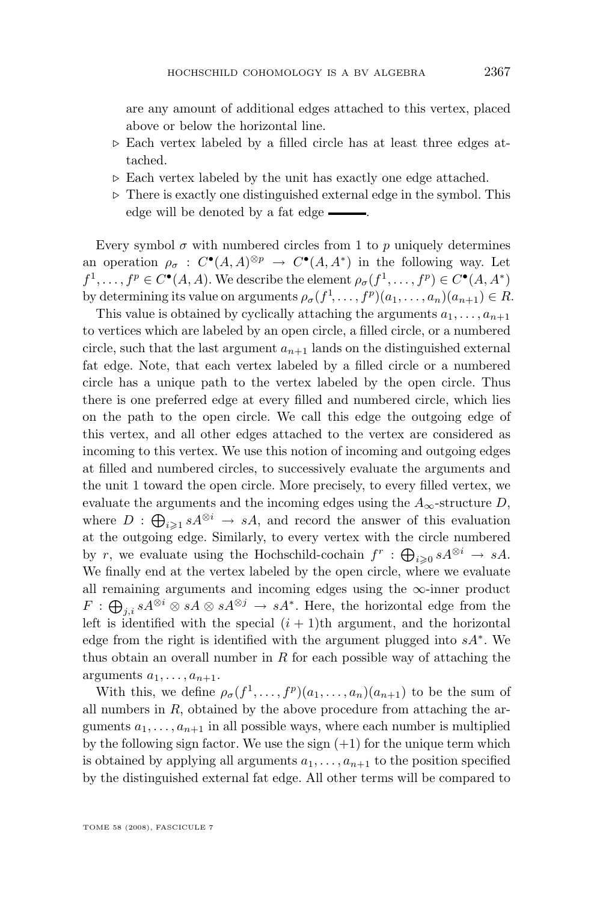are any amount of additional edges attached to this vertex, placed above or below the horizontal line.

- ▷ Each vertex labeled by a filled circle has at least three edges attached.
- ▷ Each vertex labeled by the unit has exactly one edge attached.
- ▷ There is exactly one distinguished external edge in the symbol. This edge will be denoted by a fat edge ▬▬.

Every symbol $\sigma$ with numbered circles from 1 to $p$ uniquely determines an operation $\rho_\sigma : C^\bullet(A,A)^{\otimes p} \to C^\bullet(A,A^*)$ in the following way. Let $f^1,\dots,f^p \in C^\bullet(A,A)$. We describe the element $\rho_\sigma(f^1,\dots,f^p) \in C^\bullet(A,A^*)$ by determining its value on arguments $\rho_\sigma(f^1,\dots,f^p)(a_1,\dots,a_n)(a_{n+1}) \in R$.

This value is obtained by cyclically attaching the arguments $a_1,\dots,a_{n+1}$ to vertices which are labeled by an open circle, a filled circle, or a numbered circle, such that the last argument $a_{n+1}$ lands on the distinguished external fat edge. Note, that each vertex labeled by a filled circle or a numbered circle has a unique path to the vertex labeled by the open circle. Thus there is one preferred edge at every filled and numbered circle, which lies on the path to the open circle. We call this edge the outgoing edge of this vertex, and all other edges attached to the vertex are considered as incoming to this vertex. We use this notion of incoming and outgoing edges at filled and numbered circles, to successively evaluate the arguments and the unit 1 toward the open circle. More precisely, to every filled vertex, we evaluate the arguments and the incoming edges using the $A_\infty$-structure $D$, where $D : \bigoplus_{i\geqslant 1} sA^{\otimes i} \to sA$, and record the answer of this evaluation at the outgoing edge. Similarly, to every vertex with the circle numbered by $r$, we evaluate using the Hochschild-cochain $f^r : \bigoplus_{i\geqslant 0} sA^{\otimes i} \to sA$. We finally end at the vertex labeled by the open circle, where we evaluate all remaining arguments and incoming edges using the $\infty$-inner product $F : \bigoplus_{j,i} sA^{\otimes i} \otimes sA \otimes sA^{\otimes j} \to sA^*$. Here, the horizontal edge from the left is identified with the special $(i+1)$th argument, and the horizontal edge from the right is identified with the argument plugged into $sA^*$. We thus obtain an overall number in $R$ for each possible way of attaching the arguments $a_1,\dots,a_{n+1}$.

With this, we define $\rho_\sigma(f^1,\dots,f^p)(a_1,\dots,a_n)(a_{n+1})$ to be the sum of all numbers in $R$, obtained by the above procedure from attaching the arguments $a_1,\dots,a_{n+1}$ in all possible ways, where each number is multiplied by the following sign factor. We use the sign $(+1)$ for the unique term which is obtained by applying all arguments $a_1,\dots,a_{n+1}$ to the position specified by the distinguished external fat edge. All other terms will be compared to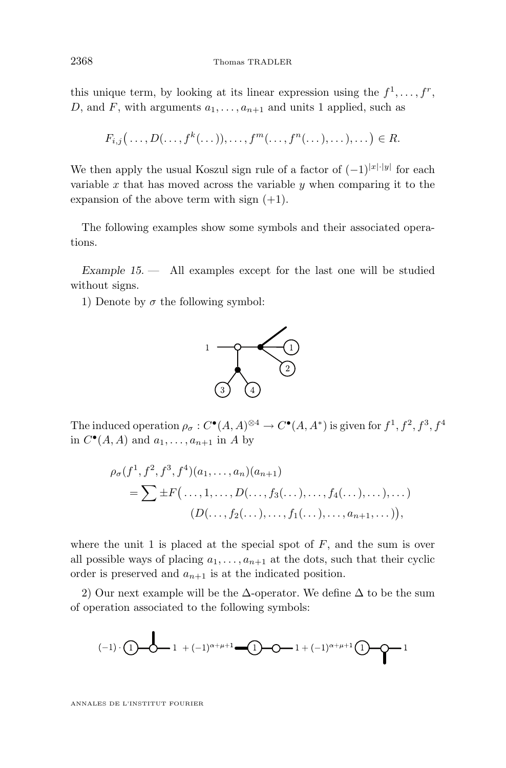this unique term, by looking at its linear expression using the $f^1,\dots,f^r$, $D$, and $F$, with arguments $a_1,\dots,a_{n+1}$ and units 1 applied, such as

$$F_{i,j}\big(\dots,D(\dots,f^k(\dots)),\dots,f^m(\dots,f^n(\dots),\dots),\dots\big)\in R.$$

We then apply the usual Koszul sign rule of a factor of $(-1)^{|x|\cdot|y|}$ for each variable $x$ that has moved across the variable $y$ when comparing it to the expansion of the above term with sign $(+1)$.

The following examples show some symbols and their associated operations.

*Example 15.* — All examples except for the last one will be studied without signs.

1) Denote by $\sigma$ the following symbol:

The induced operation $\rho_\sigma : C^\bullet(A,A)^{\otimes 4}\to C^\bullet(A,A^*)$ is given for $f^1,f^2,f^3,f^4$ in $C^\bullet(A,A)$ and $a_1,\dots,a_{n+1}$ in $A$ by

$$\begin{aligned}\rho_\sigma(f^1,f^2,f^3,f^4)&(a_1,\dots,a_n)(a_{n+1})\\ =\sum \pm F\big(&\dots,1,\dots,D(\dots,f_3(\dots),\dots,f_4(\dots),\dots),\dots\big)\\ &(D(\dots,f_2(\dots),\dots,f_1(\dots),\dots,a_{n+1},\dots)\big),\end{aligned}$$

where the unit 1 is placed at the special spot of $F$, and the sum is over all possible ways of placing $a_1,\dots,a_{n+1}$ at the dots, such that their cyclic order is preserved and $a_{n+1}$ is at the indicated position.

2) Our next example will be the $\Delta$-operator. We define $\Delta$ to be the sum of operation associated to the following symbols:

$$(-1)\cdot \;[\text{symbol}]\; + (-1)^{\alpha+\mu+1}\;[\text{symbol}]\; + (-1)^{\alpha+\mu+1}\;[\text{symbol}]$$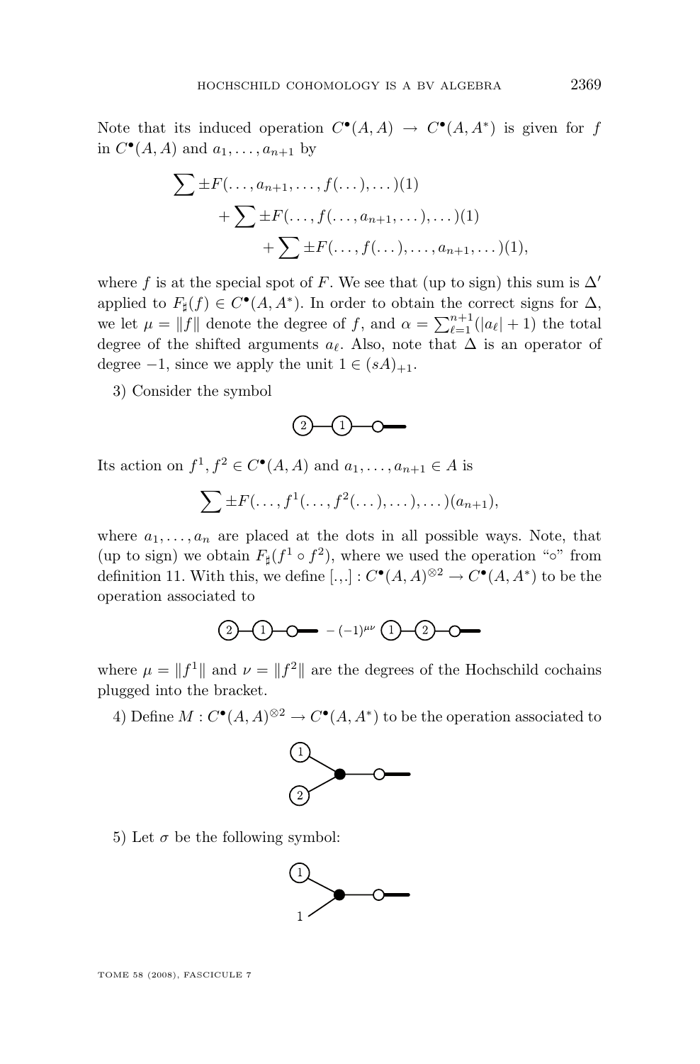Note that its induced operation $C^\bullet(A,A) \to C^\bullet(A,A^*)$ is given for $f$ in $C^\bullet(A,A)$ and $a_1,\dots,a_{n+1}$ by

$$
\begin{aligned}
\sum \pm F(\dots,a_{n+1},\dots,f(\dots),\dots)(1)&\\
+\sum \pm F(\dots,f(\dots,a_{n+1},\dots),\dots)(1)&\\
+\sum \pm F(\dots,f(\dots),\dots,a_{n+1},\dots)(1)&,
\end{aligned}
$$

where $f$ is at the special spot of $F$. We see that (up to sign) this sum is $\Delta'$ applied to $F_\sharp(f) \in C^\bullet(A,A^*)$. In order to obtain the correct signs for $\Delta$, we let $\mu = \|f\|$ denote the degree of $f$, and $\alpha = \sum_{\ell=1}^{n+1}(|a_\ell|+1)$ the total degree of the shifted arguments $a_\ell$. Also, note that $\Delta$ is an operator of degree $-1$, since we apply the unit $1 \in (sA)_{+1}$.

3) Consider the symbol

Its action on $f^1, f^2 \in C^\bullet(A,A)$ and $a_1,\dots,a_{n+1} \in A$ is

$$\sum \pm F(\dots,f^1(\dots,f^2(\dots),\dots),\dots)(a_{n+1}),$$

where $a_1,\dots,a_n$ are placed at the dots in all possible ways. Note, that (up to sign) we obtain $F_\sharp(f^1 \circ f^2)$, where we used the operation "$\circ$" from definition 11. With this, we define $[.,.] : C^\bullet(A,A)^{\otimes 2} \to C^\bullet(A,A^*)$ to be the operation associated to

$$-(-1)^{\mu\nu}$$

where $\mu = \|f^1\|$ and $\nu = \|f^2\|$ are the degrees of the Hochschild cochains plugged into the bracket.

4) Define $M : C^\bullet(A,A)^{\otimes 2} \to C^\bullet(A,A^*)$ to be the operation associated to

5) Let $\sigma$ be the following symbol: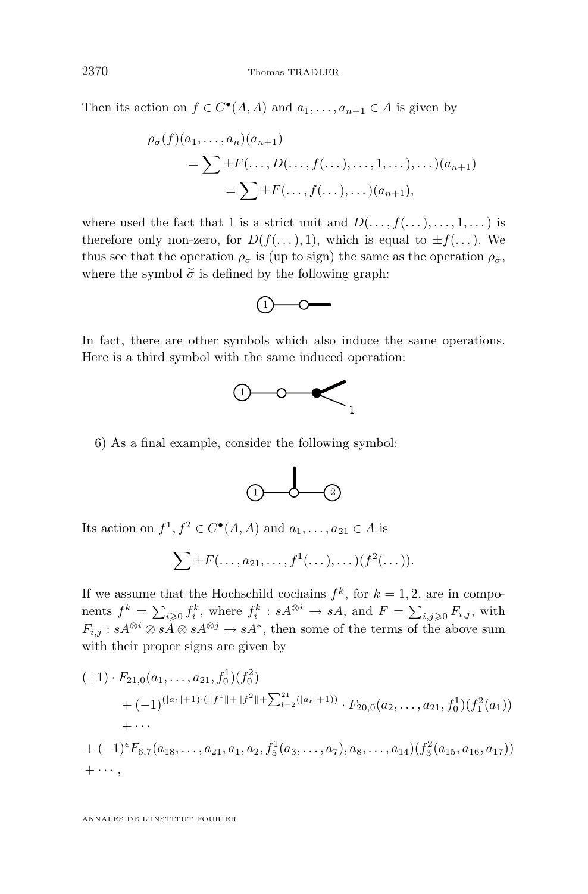Then its action on $f \in C^\bullet(A, A)$ and $a_1, \ldots, a_{n+1} \in A$ is given by

$$
\begin{aligned}
\rho_\sigma(f)(a_1, \ldots, a_n)(a_{n+1}) \\
&= \sum \pm F(\ldots, D(\ldots, f(\ldots), \ldots, 1, \ldots), \ldots)(a_{n+1}) \\
&= \sum \pm F(\ldots, f(\ldots), \ldots)(a_{n+1}),
\end{aligned}
$$

where used the fact that 1 is a strict unit and $D(\ldots, f(\ldots), \ldots, 1, \ldots)$ is therefore only non-zero, for $D(f(\ldots), 1)$, which is equal to $\pm f(\ldots)$. We thus see that the operation $\rho_\sigma$ is (up to sign) the same as the operation $\rho_{\tilde{\sigma}}$, where the symbol $\widetilde{\sigma}$ is defined by the following graph:

In fact, there are other symbols which also induce the same operations. Here is a third symbol with the same induced operation:

6) As a final example, consider the following symbol:

Its action on $f^1, f^2 \in C^\bullet(A, A)$ and $a_1, \ldots, a_{21} \in A$ is

$$
\sum \pm F(\ldots, a_{21}, \ldots, f^1(\ldots), \ldots)(f^2(\ldots)).
$$

If we assume that the Hochschild cochains $f^k$, for $k = 1, 2$, are in components $f^k = \sum_{i \geqslant 0} f^k_i$, where $f^k_i : sA^{\otimes i} \to sA$, and $F = \sum_{i,j \geqslant 0} F_{i,j}$, with $F_{i,j} : sA^{\otimes i} \otimes sA \otimes sA^{\otimes j} \to sA^*$, then some of the terms of the above sum with their proper signs are given by

$$
\begin{aligned}
&(+1) \cdot F_{21,0}(a_1, \ldots, a_{21}, f^1_0)(f^2_0) \\
&\qquad + (-1)^{(|a_1|+1)\cdot(\|f^1\| + \|f^2\| + \sum_{\ell=2}^{21}(|a_\ell|+1))} \cdot F_{20,0}(a_2, \ldots, a_{21}, f^1_0)(f^2_1(a_1)) \\
&\qquad + \cdots \\
&+ (-1)^\epsilon F_{6,7}(a_{18}, \ldots, a_{21}, a_1, a_2, f^1_5(a_3, \ldots, a_7), a_8, \ldots, a_{14})(f^2_3(a_{15}, a_{16}, a_{17})) \\
&+ \cdots,
\end{aligned}
$$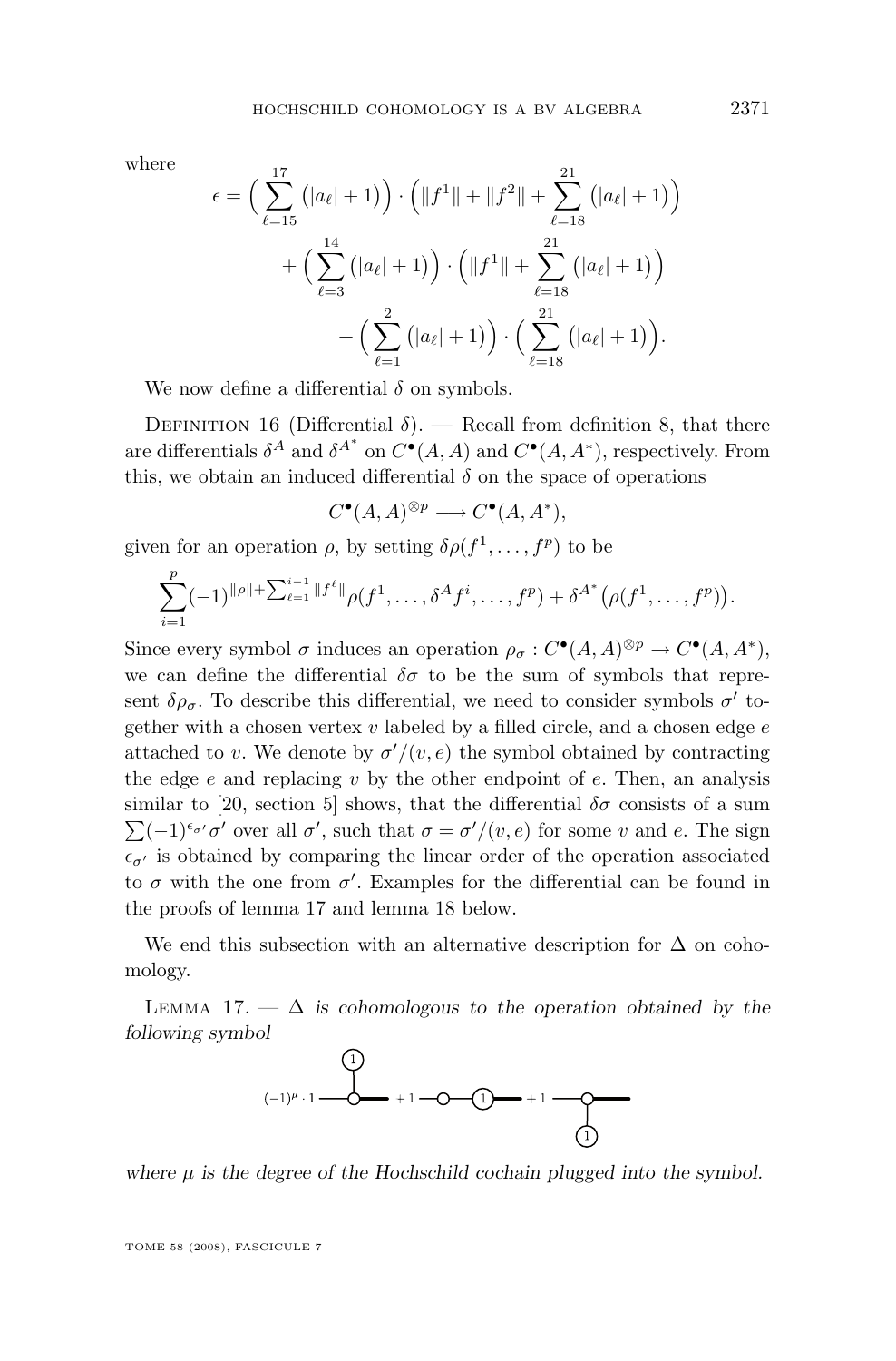where

$$\epsilon = \Big( \sum_{\ell=15}^{17} \big(|a_\ell| + 1\big) \Big) \cdot \Big( \|f^1\| + \|f^2\| + \sum_{\ell=18}^{21} \big(|a_\ell| + 1\big) \Big)$$
$$+ \Big( \sum_{\ell=3}^{14} \big(|a_\ell| + 1\big) \Big) \cdot \Big( \|f^1\| + \sum_{\ell=18}^{21} \big(|a_\ell| + 1\big) \Big)$$
$$+ \Big( \sum_{\ell=1}^{2} \big(|a_\ell| + 1\big) \Big) \cdot \Big( \sum_{\ell=18}^{21} \big(|a_\ell| + 1\big) \Big).$$

We now define a differential $\delta$ on symbols.

Definition 16 (Differential $\delta$). — Recall from definition 8, that there are differentials $\delta^A$ and $\delta^{A^*}$ on $C^\bullet(A, A)$ and $C^\bullet(A, A^*)$, respectively. From this, we obtain an induced differential $\delta$ on the space of operations

$$C^\bullet(A, A)^{\otimes p} \longrightarrow C^\bullet(A, A^*),$$

given for an operation $\rho$, by setting $\delta\rho(f^1, \dots, f^p)$ to be

$$\sum_{i=1}^{p} (-1)^{\|\rho\| + \sum_{\ell=1}^{i-1} \|f^\ell\|} \rho(f^1, \dots, \delta^A f^i, \dots, f^p) + \delta^{A^*}\big(\rho(f^1, \dots, f^p)\big).$$

Since every symbol $\sigma$ induces an operation $\rho_\sigma : C^\bullet(A, A)^{\otimes p} \to C^\bullet(A, A^*)$, we can define the differential $\delta\sigma$ to be the sum of symbols that represent $\delta\rho_\sigma$. To describe this differential, we need to consider symbols $\sigma'$ together with a chosen vertex $v$ labeled by a filled circle, and a chosen edge $e$ attached to $v$. We denote by $\sigma'/(v, e)$ the symbol obtained by contracting the edge $e$ and replacing $v$ by the other endpoint of $e$. Then, an analysis similar to [20, section 5] shows, that the differential $\delta\sigma$ consists of a sum $\sum (-1)^{\epsilon_{\sigma'}} \sigma'$ over all $\sigma'$, such that $\sigma = \sigma'/(v, e)$ for some $v$ and $e$. The sign $\epsilon_{\sigma'}$ is obtained by comparing the linear order of the operation associated to $\sigma$ with the one from $\sigma'$. Examples for the differential can be found in the proofs of lemma 17 and lemma 18 below.

We end this subsection with an alternative description for $\Delta$ on cohomology.

Lemma 17. — *$\Delta$ is cohomologous to the operation obtained by the following symbol*

$(-1)^\mu \cdot 1$ [symbol] $+ 1$ [symbol] $+ 1$ [symbol]

*where $\mu$ is the degree of the Hochschild cochain plugged into the symbol.*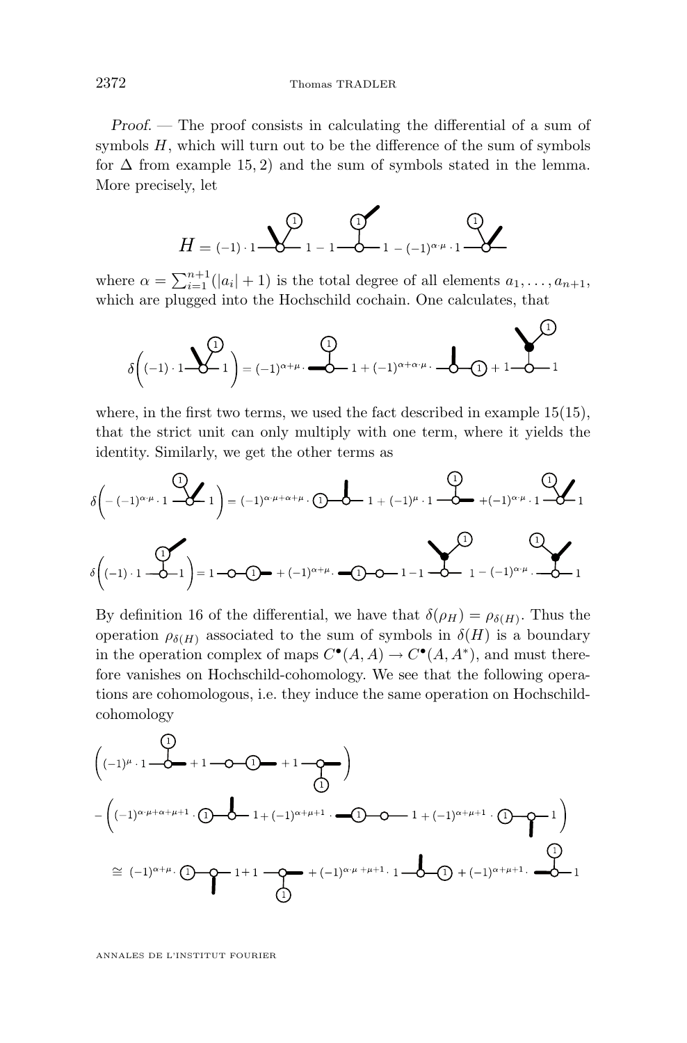*Proof.* — The proof consists in calculating the differential of a sum of symbols $H$, which will turn out to be the difference of the sum of symbols for $\Delta$ from example 15, 2) and the sum of symbols stated in the lemma. More precisely, let

$$H = (-1)\cdot 1 \; [\text{diagram}] \; 1 - 1 \; [\text{diagram}] \; 1 - (-1)^{\alpha\cdot\mu}\cdot 1 \; [\text{diagram}]$$

where $\alpha = \sum_{i=1}^{n+1}(|a_i|+1)$ is the total degree of all elements $a_1, \dots, a_{n+1}$, which are plugged into the Hochschild cochain. One calculates, that

$$\delta\Big((-1)\cdot 1 \; [\text{diagram}] \; 1\Big) = (-1)^{\alpha+\mu}\cdot [\text{diagram}] \; 1 + (-1)^{\alpha+\alpha\cdot\mu}\cdot [\text{diagram}] + 1 \; [\text{diagram}] \; 1$$

where, in the first two terms, we used the fact described in example 15(15), that the strict unit can only multiply with one term, where it yields the identity. Similarly, we get the other terms as

$$\delta\Big(-(-1)^{\alpha\cdot\mu}\cdot 1 \; [\text{diagram}] \; 1\Big) = (-1)^{\alpha\cdot\mu+\alpha+\mu}\cdot [\text{diagram}] \; 1 + (-1)^{\mu}\cdot 1 \; [\text{diagram}] + (-1)^{\alpha\cdot\mu}\cdot 1 \; [\text{diagram}] \; 1$$

$$\delta\Big((-1)\cdot 1 \; [\text{diagram}] \; 1\Big) = 1 \; [\text{diagram}] + (-1)^{\alpha+\mu}\cdot [\text{diagram}] \; 1 - 1 \; [\text{diagram}] \; 1 - (-1)^{\alpha\cdot\mu}\cdot [\text{diagram}] \; 1$$

By definition 16 of the differential, we have that $\delta(\rho_H) = \rho_{\delta(H)}$. Thus the operation $\rho_{\delta(H)}$ associated to the sum of symbols in $\delta(H)$ is a boundary in the operation complex of maps $C^\bullet(A,A) \to C^\bullet(A,A^*)$, and must therefore vanishes on Hochschild-cohomology. We see that the following operations are cohomologous, i.e. they induce the same operation on Hochschild-cohomology

$$\Big((-1)^{\mu}\cdot 1 \; [\text{diagram}] + 1 \; [\text{diagram}] + 1 \; [\text{diagram}]\Big)$$

$$-\Big((-1)^{\alpha\cdot\mu+\alpha+\mu+1}\cdot [\text{diagram}] \; 1 + (-1)^{\alpha+\mu+1}\cdot [\text{diagram}] \; 1 + (-1)^{\alpha+\mu+1}\cdot [\text{diagram}] \; 1\Big)$$

$$\cong (-1)^{\alpha+\mu}\cdot [\text{diagram}] \; 1 + 1 \; [\text{diagram}] + (-1)^{\alpha\cdot\mu+\mu+1}\cdot 1 \; [\text{diagram}] + (-1)^{\alpha+\mu+1}\cdot [\text{diagram}] \; 1$$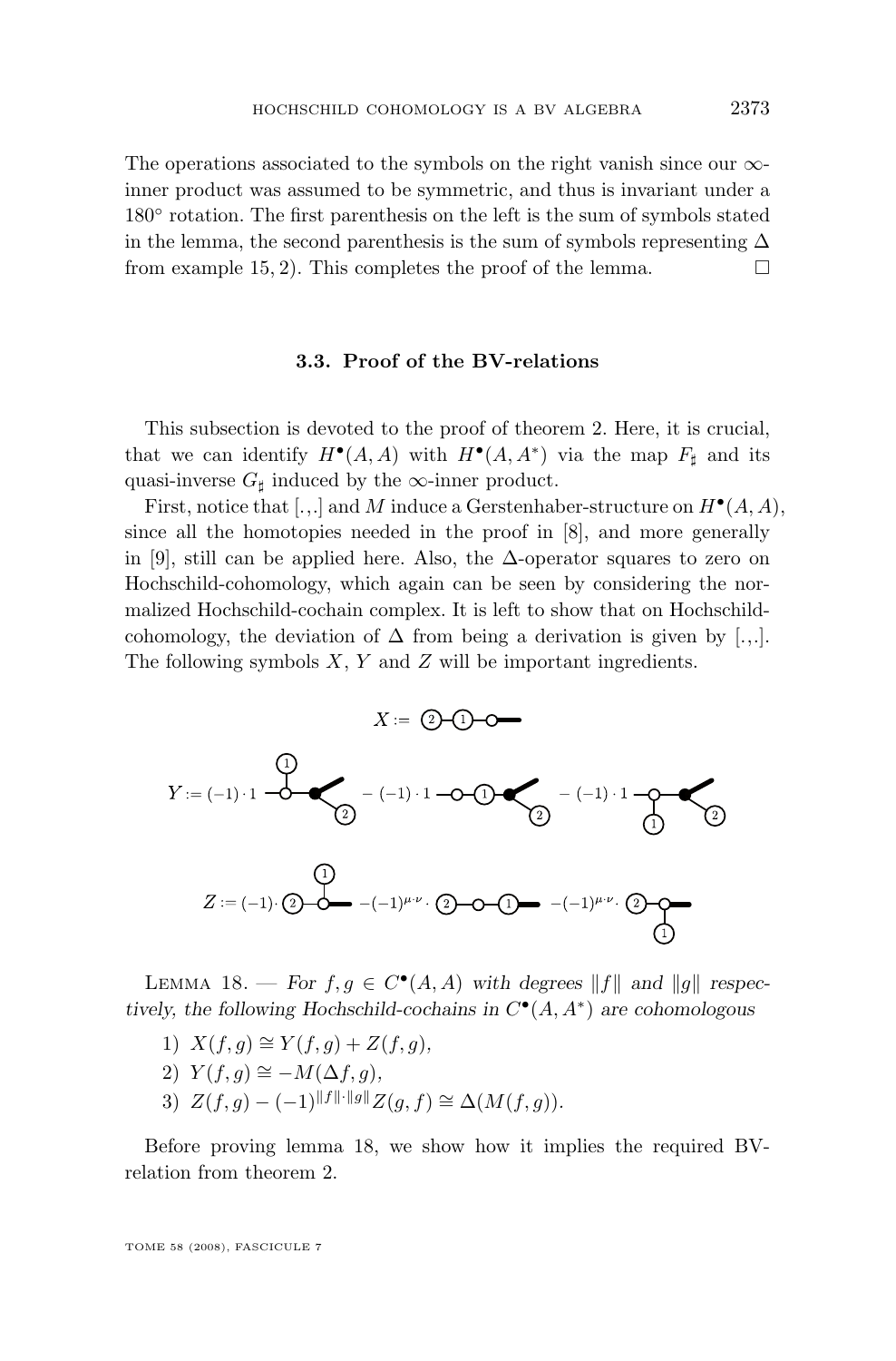The operations associated to the symbols on the right vanish since our $\infty$-inner product was assumed to be symmetric, and thus is invariant under a $180^\circ$ rotation. The first parenthesis on the left is the sum of symbols stated in the lemma, the second parenthesis is the sum of symbols representing $\Delta$ from example 15, 2). This completes the proof of the lemma. $\square$

### 3.3. Proof of the BV-relations

This subsection is devoted to the proof of theorem 2. Here, it is crucial, that we can identify $H^\bullet(A,A)$ with $H^\bullet(A,A^*)$ via the map $F_\sharp$ and its quasi-inverse $G_\sharp$ induced by the $\infty$-inner product.

First, notice that $[.,.]$ and $M$ induce a Gerstenhaber-structure on $H^\bullet(A,A)$, since all the homotopies needed in the proof in [8], and more generally in [9], still can be applied here. Also, the $\Delta$-operator squares to zero on Hochschild-cohomology, which again can be seen by considering the normalized Hochschild-cochain complex. It is left to show that on Hochschild-cohomology, the deviation of $\Delta$ from being a derivation is given by $[.,.]$. The following symbols $X$, $Y$ and $Z$ will be important ingredients.

$X :=$ [diagram]

$Y := (-1)\cdot 1$ [diagram] $- (-1)\cdot 1$ [diagram] $- (-1)\cdot 1$ [diagram]

$Z := (-1)\cdot$ [diagram] $-(-1)^{\mu\cdot\nu}\cdot$ [diagram] $-(-1)^{\mu\cdot\nu}\cdot$ [diagram]

Lemma 18. — *For $f,g\in C^\bullet(A,A)$ with degrees $\|f\|$ and $\|g\|$ respectively, the following Hochschild-cochains in $C^\bullet(A,A^*)$ are cohomologous*

1) $X(f,g)\cong Y(f,g)+Z(f,g)$,
2) $Y(f,g)\cong -M(\Delta f,g)$,
3) $Z(f,g)-(-1)^{\|f\|\cdot\|g\|}Z(g,f)\cong \Delta(M(f,g))$.

Before proving lemma 18, we show how it implies the required BV-relation from theorem 2.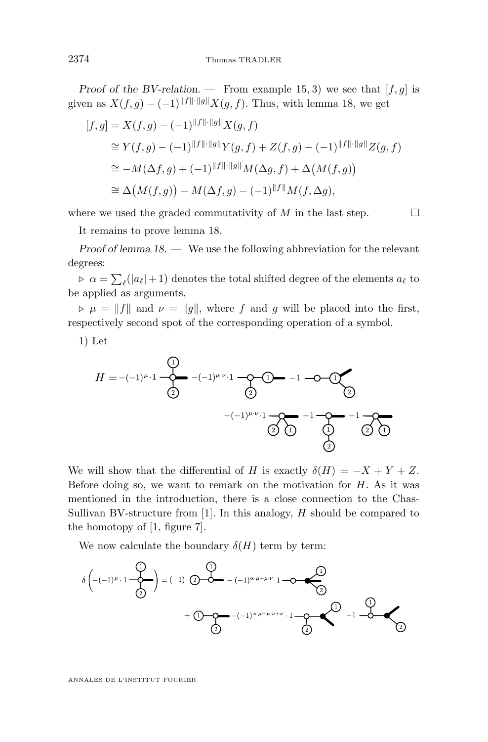*Proof of the BV-relation.* — From example 15, 3) we see that $[f,g]$ is given as $X(f,g) - (-1)^{\|f\|\cdot\|g\|}X(g,f)$. Thus, with lemma 18, we get

$$
\begin{aligned}
[f,g] &= X(f,g) - (-1)^{\|f\|\cdot\|g\|}X(g,f)\\
&\cong Y(f,g) - (-1)^{\|f\|\cdot\|g\|}Y(g,f) + Z(f,g) - (-1)^{\|f\|\cdot\|g\|}Z(g,f)\\
&\cong -M(\Delta f, g) + (-1)^{\|f\|\cdot\|g\|}M(\Delta g, f) + \Delta\big(M(f,g)\big)\\
&\cong \Delta\big(M(f,g)\big) - M(\Delta f, g) - (-1)^{\|f\|}M(f,\Delta g),
\end{aligned}
$$

where we used the graded commutativity of $M$ in the last step. $\square$

It remains to prove lemma 18.

*Proof of lemma 18.* — We use the following abbreviation for the relevant degrees:

▷ $\alpha = \sum_\ell (|a_\ell|+1)$ denotes the total shifted degree of the elements $a_\ell$ to be applied as arguments,

▷ $\mu = \|f\|$ and $\nu = \|g\|$, where $f$ and $g$ will be placed into the first, respectively second spot of the corresponding operation of a symbol.

1) Let

$H = -(-1)^{\mu}\cdot 1$ [diagram] $-(-1)^{\mu\cdot\nu}\cdot 1$ [diagram] $-1$ [diagram] $-(-1)^{\mu\cdot\nu}\cdot 1$ [diagram] $-1$ [diagram] $-1$ [diagram]

We will show that the differential of $H$ is exactly $\delta(H) = -X + Y + Z$. Before doing so, we want to remark on the motivation for $H$. As it was mentioned in the introduction, there is a close connection to the Chas-Sullivan BV-structure from [1]. In this analogy, $H$ should be compared to the homotopy of [1, figure 7].

We now calculate the boundary $\delta(H)$ term by term:

$\delta\Big(-(-1)^{\mu}\cdot 1$ [diagram]$\Big) = (-1)\cdot$ [diagram] $-(-1)^{\alpha\cdot\mu+\mu\cdot\nu}\cdot 1$ [diagram] $+$ [diagram] $-(-1)^{\alpha\cdot\mu+\mu\cdot\nu+\nu}\cdot 1$ [diagram] $-1$ [diagram]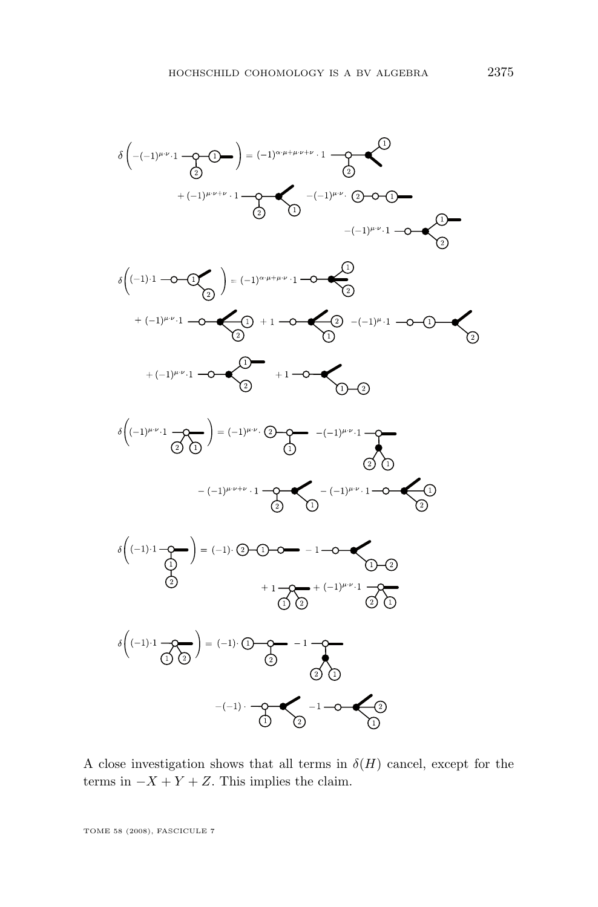A close investigation shows that all terms in $\delta(H)$ cancel, except for the terms in $-X+Y+Z$. This implies the claim.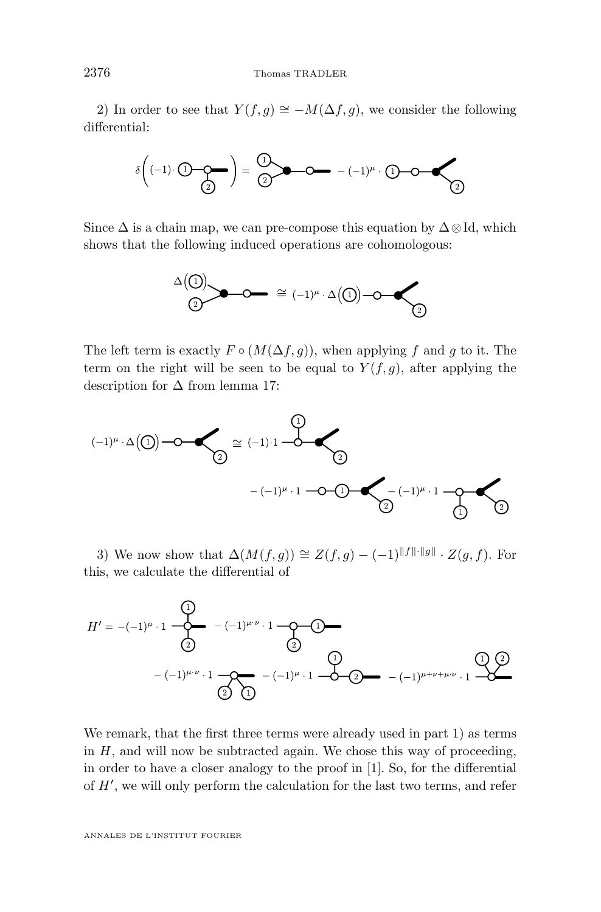2) In order to see that $Y(f,g) \cong -M(\Delta f, g)$, we consider the following differential:

Since $\Delta$ is a chain map, we can pre-compose this equation by $\Delta \otimes \mathrm{Id}$, which shows that the following induced operations are cohomologous:

The left term is exactly $F \circ (M(\Delta f, g))$, when applying $f$ and $g$ to it. The term on the right will be seen to be equal to $Y(f,g)$, after applying the description for $\Delta$ from lemma 17:

3) We now show that $\Delta(M(f,g)) \cong Z(f,g) - (-1)^{\|f\| \cdot \|g\|} \cdot Z(g,f)$. For this, we calculate the differential of

We remark, that the first three terms were already used in part 1) as terms in $H$, and will now be subtracted again. We chose this way of proceeding, in order to have a closer analogy to the proof in [1]. So, for the differential of $H'$, we will only perform the calculation for the last two terms, and refer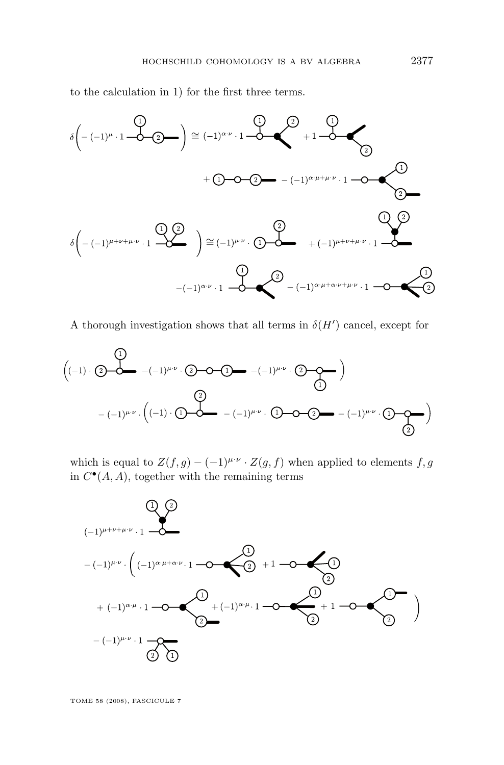to the calculation in 1) for the first three terms.

$$\delta\Big(-(-1)^{\mu}\cdot 1 \cdots\Big) \cong (-1)^{\alpha\cdot\nu}\cdot 1 \cdots + 1 \cdots$$

$$+ \cdots - (-1)^{\alpha\cdot\mu+\mu\cdot\nu}\cdot 1 \cdots$$

$$\delta\Big(-(-1)^{\mu+\nu+\mu\cdot\nu}\cdot 1 \cdots\Big) \cong (-1)^{\mu\cdot\nu}\cdot \cdots + (-1)^{\mu+\nu+\mu\cdot\nu}\cdot 1 \cdots$$

$$-(-1)^{\alpha\cdot\nu}\cdot 1 \cdots - (-1)^{\alpha\cdot\mu+\alpha\cdot\nu+\mu\cdot\nu}\cdot 1 \cdots$$

A thorough investigation shows that all terms in $\delta(H')$ cancel, except for

$$\Big((-1)\cdot \cdots -(-1)^{\mu\cdot\nu}\cdot \cdots -(-1)^{\mu\cdot\nu}\cdot \cdots\Big)$$

$$-(-1)^{\mu\cdot\nu}\cdot\Big((-1)\cdot \cdots -(-1)^{\mu\cdot\nu}\cdot \cdots -(-1)^{\mu\cdot\nu}\cdot \cdots\Big)$$

which is equal to $Z(f,g)-(-1)^{\mu\cdot\nu}\cdot Z(g,f)$ when applied to elements $f,g$ in $C^{\bullet}(A,A)$, together with the remaining terms

$$(-1)^{\mu+\nu+\mu\cdot\nu}\cdot 1 \cdots$$

$$-(-1)^{\mu\cdot\nu}\cdot\Big((-1)^{\alpha\cdot\mu+\alpha\cdot\nu}\cdot 1 \cdots + 1 \cdots$$

$$+(-1)^{\alpha\cdot\mu}\cdot 1 \cdots + (-1)^{\alpha\cdot\mu}\cdot 1 \cdots + 1 \cdots\Big)$$

$$-(-1)^{\mu\cdot\nu}\cdot 1 \cdots$$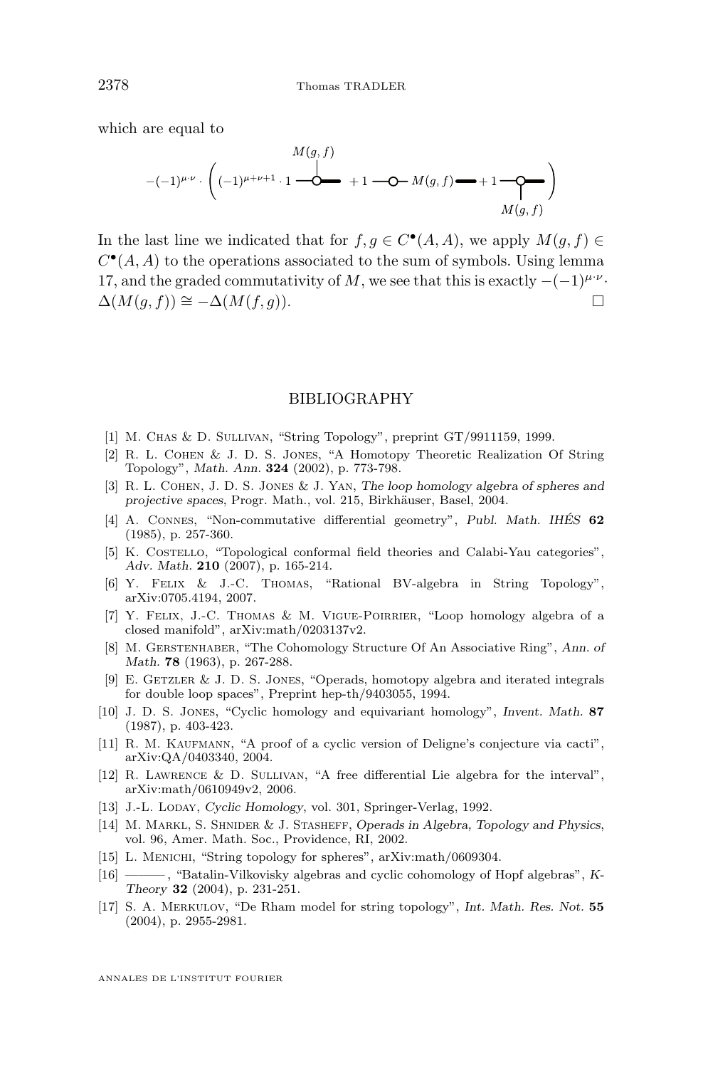which are equal to

$$-(-1)^{\mu\cdot\nu}\cdot\left((-1)^{\mu+\nu+1}\cdot 1 \;\overset{M(g,f)}{-\!\!\circ\!\!\!=}\; +1 -\!\!\circ\!\!- M(g,f) = +1 \underset{M(g,f)}{-\!\!\circ\!\!\!=}\right)$$

In the last line we indicated that for $f, g \in C^\bullet(A, A)$, we apply $M(g, f) \in C^\bullet(A, A)$ to the operations associated to the sum of symbols. Using lemma 17, and the graded commutativity of $M$, we see that this is exactly $-(-1)^{\mu\cdot\nu}\cdot \Delta(M(g, f)) \cong -\Delta(M(f, g))$. □

## BIBLIOGRAPHY

[1] M. Chas & D. Sullivan, "String Topology", preprint GT/9911159, 1999.

[2] R. L. Cohen & J. D. S. Jones, "A Homotopy Theoretic Realization Of String Topology", *Math. Ann.* **324** (2002), p. 773-798.

[3] R. L. Cohen, J. D. S. Jones & J. Yan, *The loop homology algebra of spheres and projective spaces*, Progr. Math., vol. 215, Birkhäuser, Basel, 2004.

[4] A. Connes, "Non-commutative differential geometry", *Publ. Math. IHÉS* **62** (1985), p. 257-360.

[5] K. Costello, "Topological conformal field theories and Calabi-Yau categories", *Adv. Math.* **210** (2007), p. 165-214.

[6] Y. Felix & J.-C. Thomas, "Rational BV-algebra in String Topology", arXiv:0705.4194, 2007.

[7] Y. Felix, J.-C. Thomas & M. Vigue-Poirrier, "Loop homology algebra of a closed manifold", arXiv:math/0203137v2.

[8] M. Gerstenhaber, "The Cohomology Structure Of An Associative Ring", *Ann. of Math.* **78** (1963), p. 267-288.

[9] E. Getzler & J. D. S. Jones, "Operads, homotopy algebra and iterated integrals for double loop spaces", Preprint hep-th/9403055, 1994.

[10] J. D. S. Jones, "Cyclic homology and equivariant homology", *Invent. Math.* **87** (1987), p. 403-423.

[11] R. M. Kaufmann, "A proof of a cyclic version of Deligne's conjecture via cacti", arXiv:QA/0403340, 2004.

[12] R. Lawrence & D. Sullivan, "A free differential Lie algebra for the interval", arXiv:math/0610949v2, 2006.

[13] J.-L. Loday, *Cyclic Homology*, vol. 301, Springer-Verlag, 1992.

[14] M. Markl, S. Shnider & J. Stasheff, *Operads in Algebra, Topology and Physics*, vol. 96, Amer. Math. Soc., Providence, RI, 2002.

[15] L. Menichi, "String topology for spheres", arXiv:math/0609304.

[16] ———, "Batalin-Vilkovisky algebras and cyclic cohomology of Hopf algebras", *K-Theory* **32** (2004), p. 231-251.

[17] S. A. Merkulov, "De Rham model for string topology", *Int. Math. Res. Not.* **55** (2004), p. 2955-2981.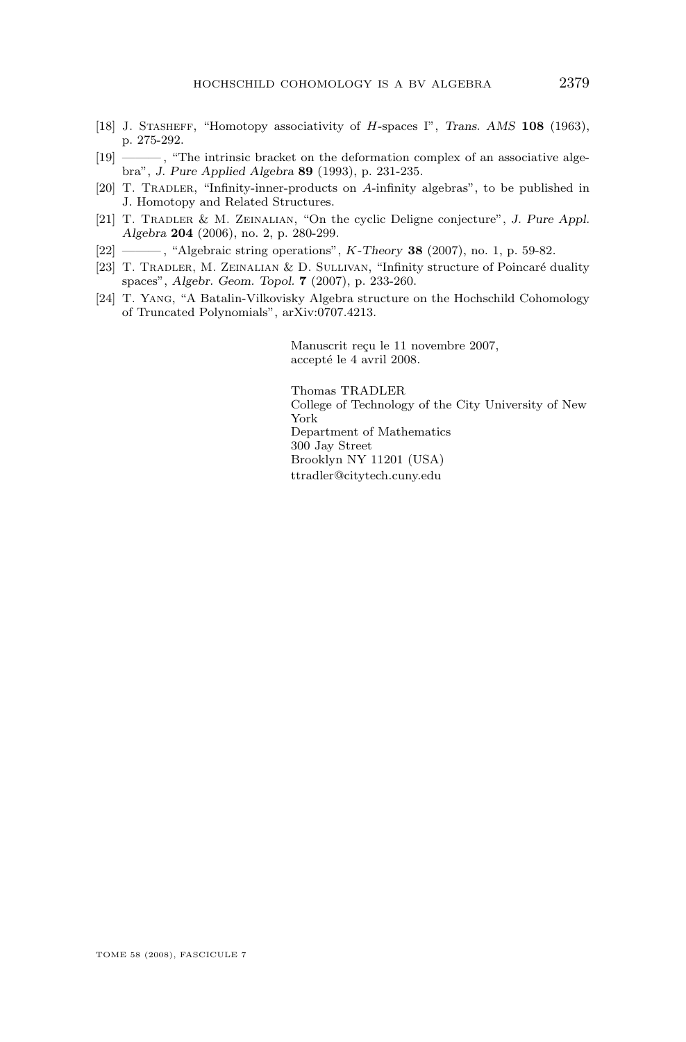[18] J. Stasheff, "Homotopy associativity of $H$-spaces I", *Trans. AMS* **108** (1963), p. 275-292.

[19] ———, "The intrinsic bracket on the deformation complex of an associative algebra", *J. Pure Applied Algebra* **89** (1993), p. 231-235.

[20] T. Tradler, "Infinity-inner-products on $A$-infinity algebras", to be published in J. Homotopy and Related Structures.

[21] T. Tradler & M. Zeinalian, "On the cyclic Deligne conjecture", *J. Pure Appl. Algebra* **204** (2006), no. 2, p. 280-299.

[22] ———, "Algebraic string operations", *K-Theory* **38** (2007), no. 1, p. 59-82.

[23] T. Tradler, M. Zeinalian & D. Sullivan, "Infinity structure of Poincaré duality spaces", *Algebr. Geom. Topol.* **7** (2007), p. 233-260.

[24] T. Yang, "A Batalin-Vilkovisky Algebra structure on the Hochschild Cohomology of Truncated Polynomials", arXiv:0707.4213.

Manuscrit reçu le 11 novembre 2007,
accepté le 4 avril 2008.

Thomas TRADLER
College of Technology of the City University of New York
Department of Mathematics
300 Jay Street
Brooklyn NY 11201 (USA)
ttradler@citytech.cuny.edu